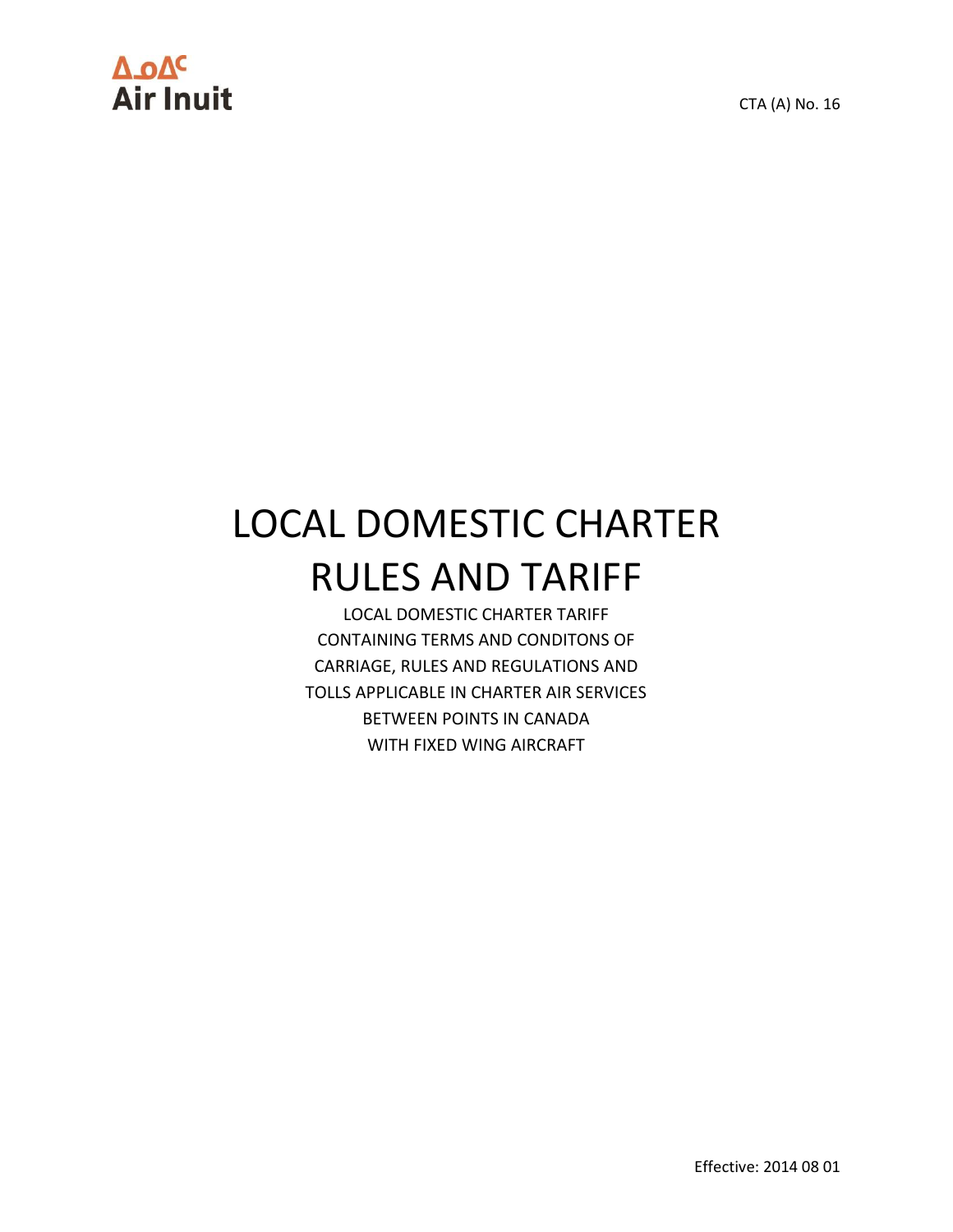ᐃᓄᐃᑦ
Air Inuit

CTA (A) No. 16

# LOCAL DOMESTIC CHARTER RULES AND TARIFF

LOCAL DOMESTIC CHARTER TARIFF
CONTAINING TERMS AND CONDITONS OF
CARRIAGE, RULES AND REGULATIONS AND
TOLLS APPLICABLE IN CHARTER AIR SERVICES
BETWEEN POINTS IN CANADA
WITH FIXED WING AIRCRAFT

Effective: 2014 08 01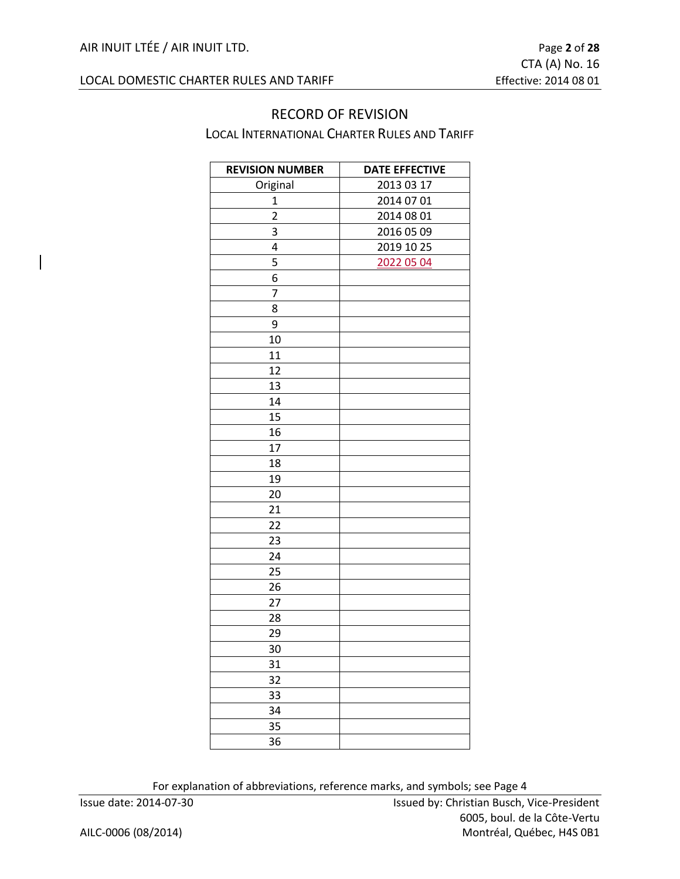# RECORD OF REVISION

## Local International Charter Rules and Tariff

| REVISION NUMBER | DATE EFFECTIVE |
|---|---|
| Original | 2013 03 17 |
| 1 | 2014 07 01 |
| 2 | 2014 08 01 |
| 3 | 2016 05 09 |
| 4 | 2019 10 25 |
| 5 | 2022 05 04 |
| 6 | |
| 7 | |
| 8 | |
| 9 | |
| 10 | |
| 11 | |
| 12 | |
| 13 | |
| 14 | |
| 15 | |
| 16 | |
| 17 | |
| 18 | |
| 19 | |
| 20 | |
| 21 | |
| 22 | |
| 23 | |
| 24 | |
| 25 | |
| 26 | |
| 27 | |
| 28 | |
| 29 | |
| 30 | |
| 31 | |
| 32 | |
| 33 | |
| 34 | |
| 35 | |
| 36 | |

For explanation of abbreviations, reference marks, and symbols; see Page 4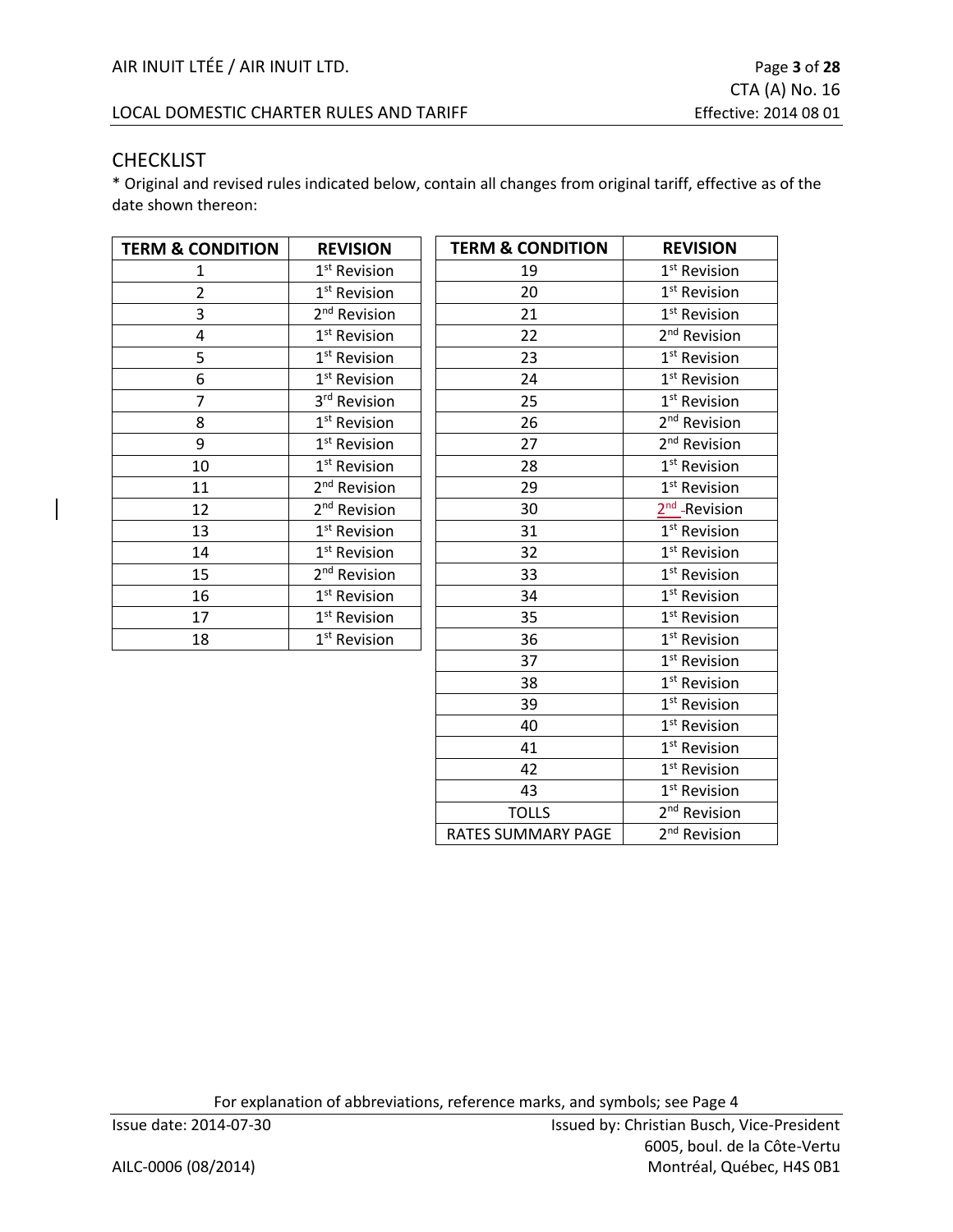## CHECKLIST

* Original and revised rules indicated below, contain all changes from original tariff, effective as of the date shown thereon:

| TERM & CONDITION | REVISION |
|---|---|
| 1 | 1st Revision |
| 2 | 1st Revision |
| 3 | 2nd Revision |
| 4 | 1st Revision |
| 5 | 1st Revision |
| 6 | 1st Revision |
| 7 | 3rd Revision |
| 8 | 1st Revision |
| 9 | 1st Revision |
| 10 | 1st Revision |
| 11 | 2nd Revision |
| 12 | 2nd Revision |
| 13 | 1st Revision |
| 14 | 1st Revision |
| 15 | 2nd Revision |
| 16 | 1st Revision |
| 17 | 1st Revision |
| 18 | 1st Revision |

| TERM & CONDITION | REVISION |
|---|---|
| 19 | 1st Revision |
| 20 | 1st Revision |
| 21 | 1st Revision |
| 22 | 2nd Revision |
| 23 | 1st Revision |
| 24 | 1st Revision |
| 25 | 1st Revision |
| 26 | 2nd Revision |
| 27 | 2nd Revision |
| 28 | 1st Revision |
| 29 | 1st Revision |
| 30 | 2nd Revision |
| 31 | 1st Revision |
| 32 | 1st Revision |
| 33 | 1st Revision |
| 34 | 1st Revision |
| 35 | 1st Revision |
| 36 | 1st Revision |
| 37 | 1st Revision |
| 38 | 1st Revision |
| 39 | 1st Revision |
| 40 | 1st Revision |
| 41 | 1st Revision |
| 42 | 1st Revision |
| 43 | 1st Revision |
| TOLLS | 2nd Revision |
| RATES SUMMARY PAGE | 2nd Revision |

For explanation of abbreviations, reference marks, and symbols; see Page 4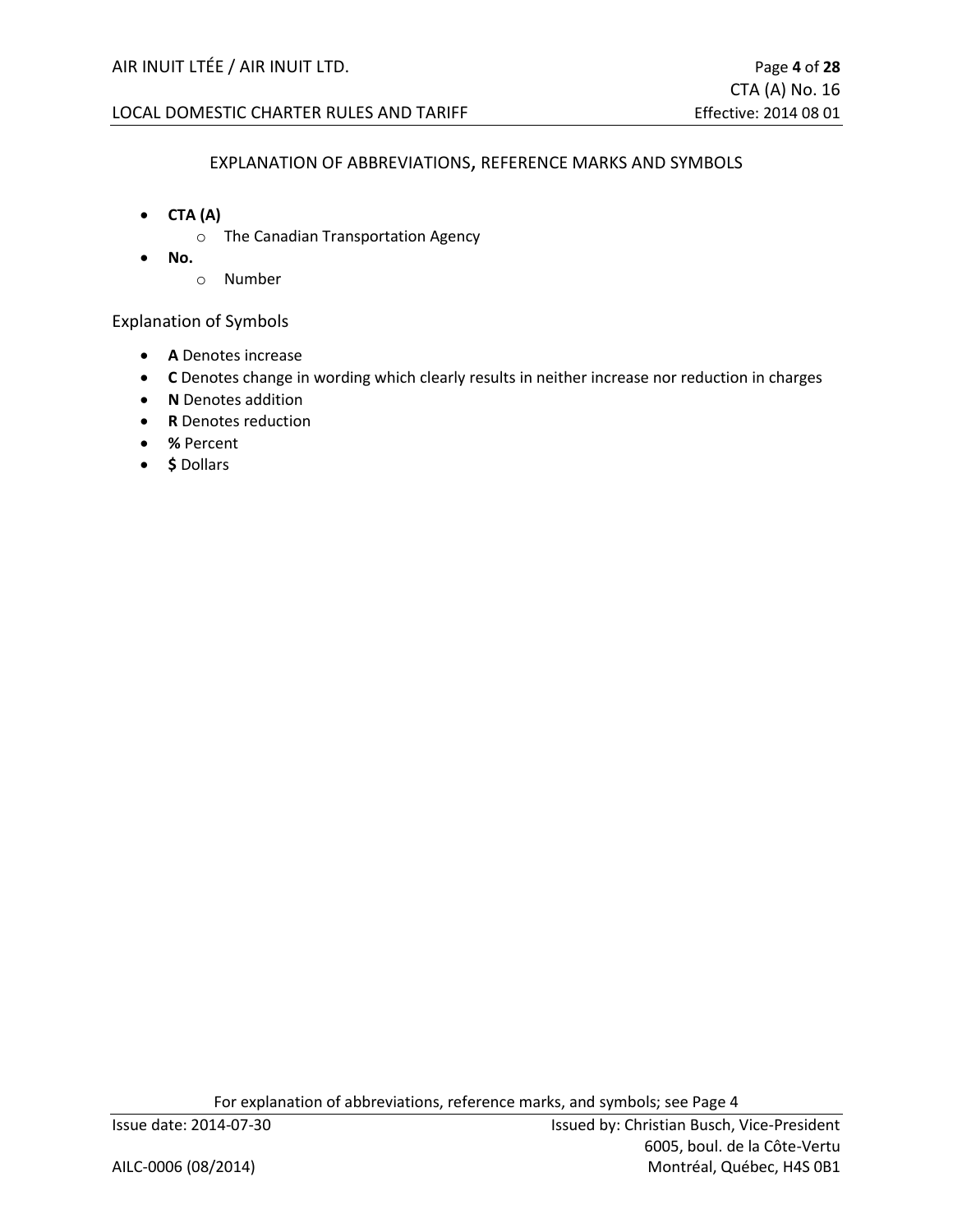## EXPLANATION OF ABBREVIATIONS, REFERENCE MARKS AND SYMBOLS

- **CTA (A)**
  - The Canadian Transportation Agency
- **No.**
  - Number

### Explanation of Symbols

- **A** Denotes increase
- **C** Denotes change in wording which clearly results in neither increase nor reduction in charges
- **N** Denotes addition
- **R** Denotes reduction
- **%** Percent
- **$** Dollars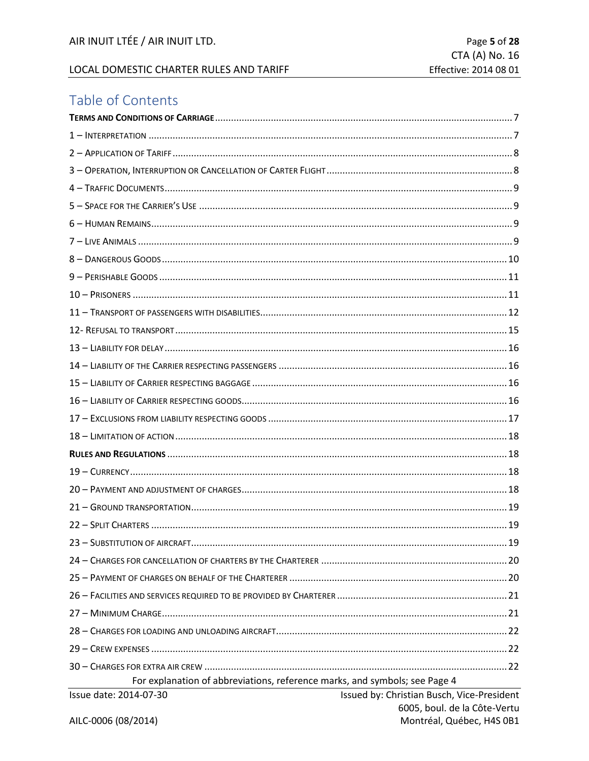# Table of Contents

**TERMS AND CONDITIONS OF CARRIAGE** .......... 7

1 – INTERPRETATION .......... 7

2 – APPLICATION OF TARIFF .......... 8

3 – OPERATION, INTERRUPTION OR CANCELLATION OF CARTER FLIGHT .......... 8

4 – TRAFFIC DOCUMENTS .......... 9

5 – SPACE FOR THE CARRIER'S USE .......... 9

6 – HUMAN REMAINS .......... 9

7 – LIVE ANIMALS .......... 9

8 – DANGEROUS GOODS .......... 10

9 – PERISHABLE GOODS .......... 11

10 – PRISONERS .......... 11

11 – TRANSPORT OF PASSENGERS WITH DISABILITIES .......... 12

12- REFUSAL TO TRANSPORT .......... 15

13 – LIABILITY FOR DELAY .......... 16

14 – LIABILITY OF THE CARRIER RESPECTING PASSENGERS .......... 16

15 – LIABILITY OF CARRIER RESPECTING BAGGAGE .......... 16

16 – LIABILITY OF CARRIER RESPECTING GOODS .......... 16

17 – EXCLUSIONS FROM LIABILITY RESPECTING GOODS .......... 17

18 – LIMITATION OF ACTION .......... 18

**RULES AND REGULATIONS** .......... 18

19 – CURRENCY .......... 18

20 – PAYMENT AND ADJUSTMENT OF CHARGES .......... 18

21 – GROUND TRANSPORTATION .......... 19

22 – SPLIT CHARTERS .......... 19

23 – SUBSTITUTION OF AIRCRAFT .......... 19

24 – CHARGES FOR CANCELLATION OF CHARTERS BY THE CHARTERER .......... 20

25 – PAYMENT OF CHARGES ON BEHALF OF THE CHARTERER .......... 20

26 – FACILITIES AND SERVICES REQUIRED TO BE PROVIDED BY CHARTERER .......... 21

27 – MINIMUM CHARGE .......... 21

28 – CHARGES FOR LOADING AND UNLOADING AIRCRAFT .......... 22

29 – CREW EXPENSES .......... 22

30 – CHARGES FOR EXTRA AIR CREW .......... 22

For explanation of abbreviations, reference marks, and symbols; see Page 4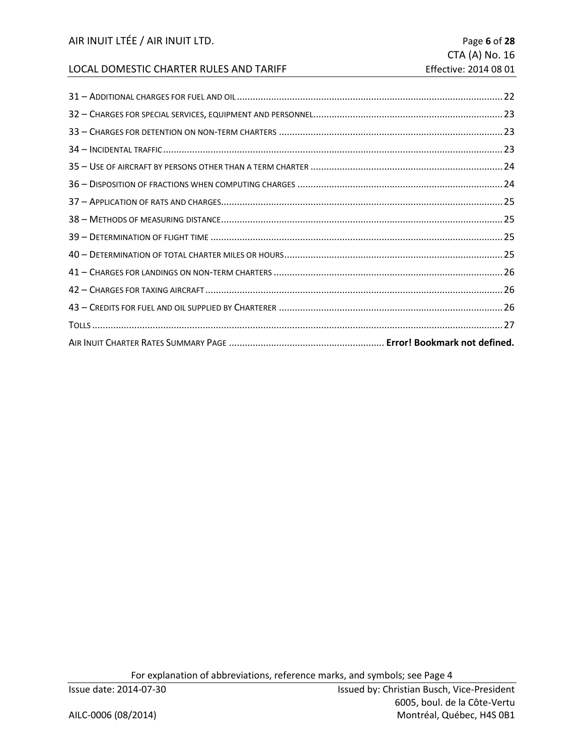31 – Additional charges for fuel and oil .................................................................................................... 22

32 – Charges for special services, equipment and personnel........................................................................ 23

33 – Charges for detention on non-term charters ..................................................................................... 23

34 – Incidental traffic ................................................................................................................................ 23

35 – Use of aircraft by persons other than a term charter ......................................................................... 24

36 – Disposition of fractions when computing charges .............................................................................. 24

37 – Application of rats and charges........................................................................................................... 25

38 – Methods of measuring distance........................................................................................................... 25

39 – Determination of flight time ............................................................................................................... 25

40 – Determination of total charter miles or hours.................................................................................... 25

41 – Charges for landings on non-term charters ....................................................................................... 26

42 – Charges for taxing aircraft ................................................................................................................. 26

43 – Credits for fuel and oil supplied by Charterer ..................................................................................... 26

Tolls ........................................................................................................................................................... 27

Air Inuit Charter Rates Summary Page ........................................................... **Error! Bookmark not defined.**

For explanation of abbreviations, reference marks, and symbols; see Page 4

Issue date: 2014-07-30

Issued by: Christian Busch, Vice-President
6005, boul. de la Côte-Vertu
Montréal, Québec, H4S 0B1

AILC-0006 (08/2014)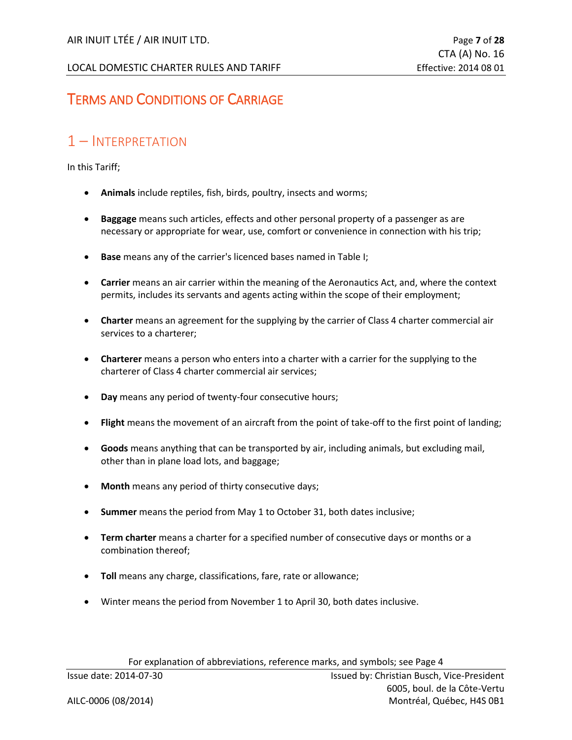# Terms and Conditions of Carriage

## 1 – Interpretation

In this Tariff;

- **Animals** include reptiles, fish, birds, poultry, insects and worms;
- **Baggage** means such articles, effects and other personal property of a passenger as are necessary or appropriate for wear, use, comfort or convenience in connection with his trip;
- **Base** means any of the carrier's licenced bases named in Table I;
- **Carrier** means an air carrier within the meaning of the Aeronautics Act, and, where the context permits, includes its servants and agents acting within the scope of their employment;
- **Charter** means an agreement for the supplying by the carrier of Class 4 charter commercial air services to a charterer;
- **Charterer** means a person who enters into a charter with a carrier for the supplying to the charterer of Class 4 charter commercial air services;
- **Day** means any period of twenty-four consecutive hours;
- **Flight** means the movement of an aircraft from the point of take-off to the first point of landing;
- **Goods** means anything that can be transported by air, including animals, but excluding mail, other than in plane load lots, and baggage;
- **Month** means any period of thirty consecutive days;
- **Summer** means the period from May 1 to October 31, both dates inclusive;
- **Term charter** means a charter for a specified number of consecutive days or months or a combination thereof;
- **Toll** means any charge, classifications, fare, rate or allowance;
- Winter means the period from November 1 to April 30, both dates inclusive.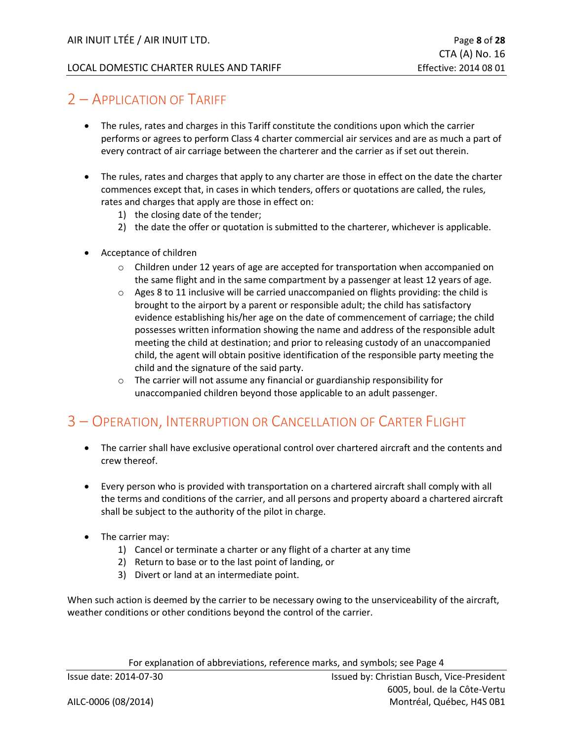## 2 – Application of Tariff

- The rules, rates and charges in this Tariff constitute the conditions upon which the carrier performs or agrees to perform Class 4 charter commercial air services and are as much a part of every contract of air carriage between the charterer and the carrier as if set out therein.

- The rules, rates and charges that apply to any charter are those in effect on the date the charter commences except that, in cases in which tenders, offers or quotations are called, the rules, rates and charges that apply are those in effect on:
  1) the closing date of the tender;
  2) the date the offer or quotation is submitted to the charterer, whichever is applicable.

- Acceptance of children
  - Children under 12 years of age are accepted for transportation when accompanied on the same flight and in the same compartment by a passenger at least 12 years of age.
  - Ages 8 to 11 inclusive will be carried unaccompanied on flights providing: the child is brought to the airport by a parent or responsible adult; the child has satisfactory evidence establishing his/her age on the date of commencement of carriage; the child possesses written information showing the name and address of the responsible adult meeting the child at destination; and prior to releasing custody of an unaccompanied child, the agent will obtain positive identification of the responsible party meeting the child and the signature of the said party.
  - The carrier will not assume any financial or guardianship responsibility for unaccompanied children beyond those applicable to an adult passenger.

## 3 – Operation, Interruption or Cancellation of Carter Flight

- The carrier shall have exclusive operational control over chartered aircraft and the contents and crew thereof.

- Every person who is provided with transportation on a chartered aircraft shall comply with all the terms and conditions of the carrier, and all persons and property aboard a chartered aircraft shall be subject to the authority of the pilot in charge.

- The carrier may:
  1) Cancel or terminate a charter or any flight of a charter at any time
  2) Return to base or to the last point of landing, or
  3) Divert or land at an intermediate point.

When such action is deemed by the carrier to be necessary owing to the unserviceability of the aircraft, weather conditions or other conditions beyond the control of the carrier.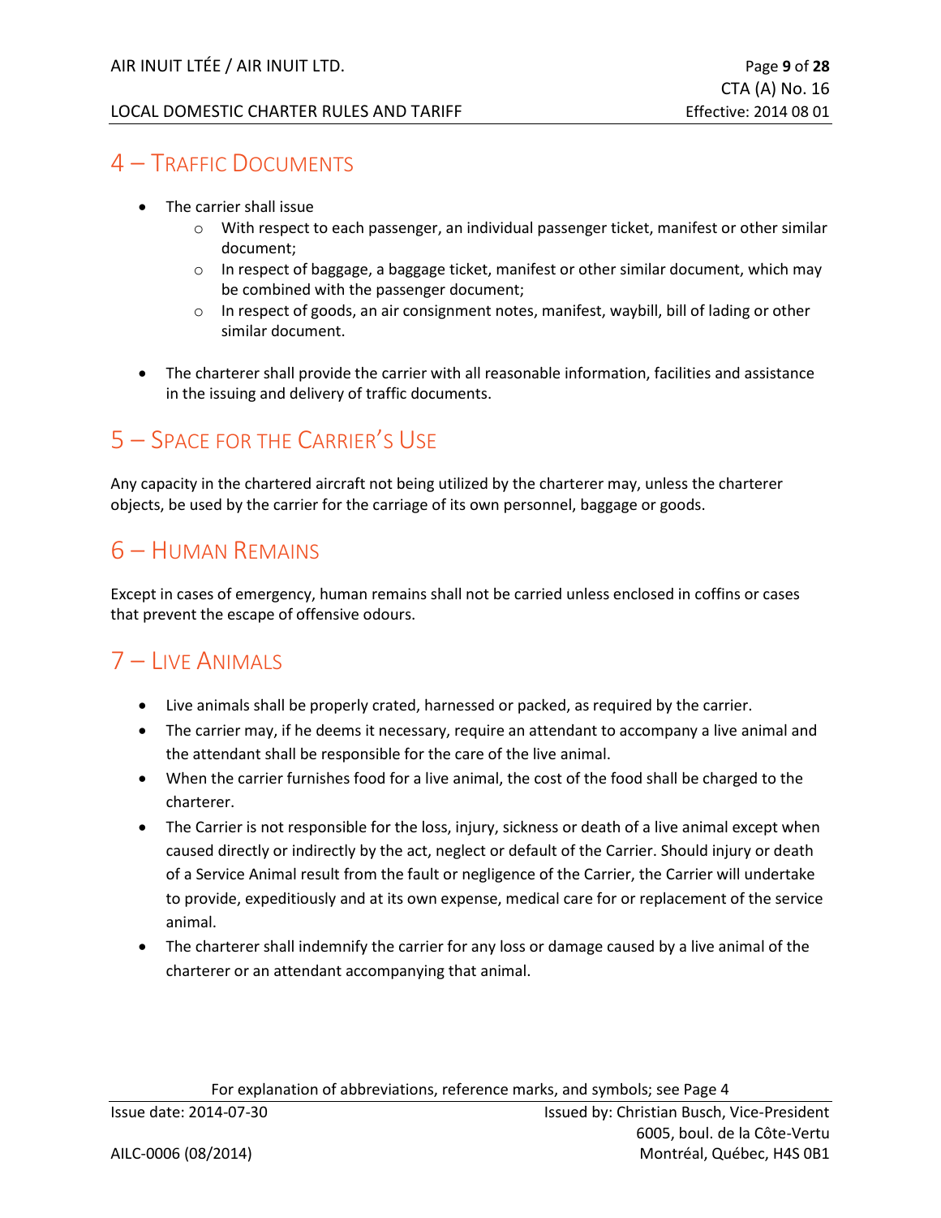## 4 – Traffic Documents

- The carrier shall issue
  - With respect to each passenger, an individual passenger ticket, manifest or other similar document;
  - In respect of baggage, a baggage ticket, manifest or other similar document, which may be combined with the passenger document;
  - In respect of goods, an air consignment notes, manifest, waybill, bill of lading or other similar document.

- The charterer shall provide the carrier with all reasonable information, facilities and assistance in the issuing and delivery of traffic documents.

## 5 – Space for the Carrier's Use

Any capacity in the chartered aircraft not being utilized by the charterer may, unless the charterer objects, be used by the carrier for the carriage of its own personnel, baggage or goods.

## 6 – Human Remains

Except in cases of emergency, human remains shall not be carried unless enclosed in coffins or cases that prevent the escape of offensive odours.

## 7 – Live Animals

- Live animals shall be properly crated, harnessed or packed, as required by the carrier.
- The carrier may, if he deems it necessary, require an attendant to accompany a live animal and the attendant shall be responsible for the care of the live animal.
- When the carrier furnishes food for a live animal, the cost of the food shall be charged to the charterer.
- The Carrier is not responsible for the loss, injury, sickness or death of a live animal except when caused directly or indirectly by the act, neglect or default of the Carrier. Should injury or death of a Service Animal result from the fault or negligence of the Carrier, the Carrier will undertake to provide, expeditiously and at its own expense, medical care for or replacement of the service animal.
- The charterer shall indemnify the carrier for any loss or damage caused by a live animal of the charterer or an attendant accompanying that animal.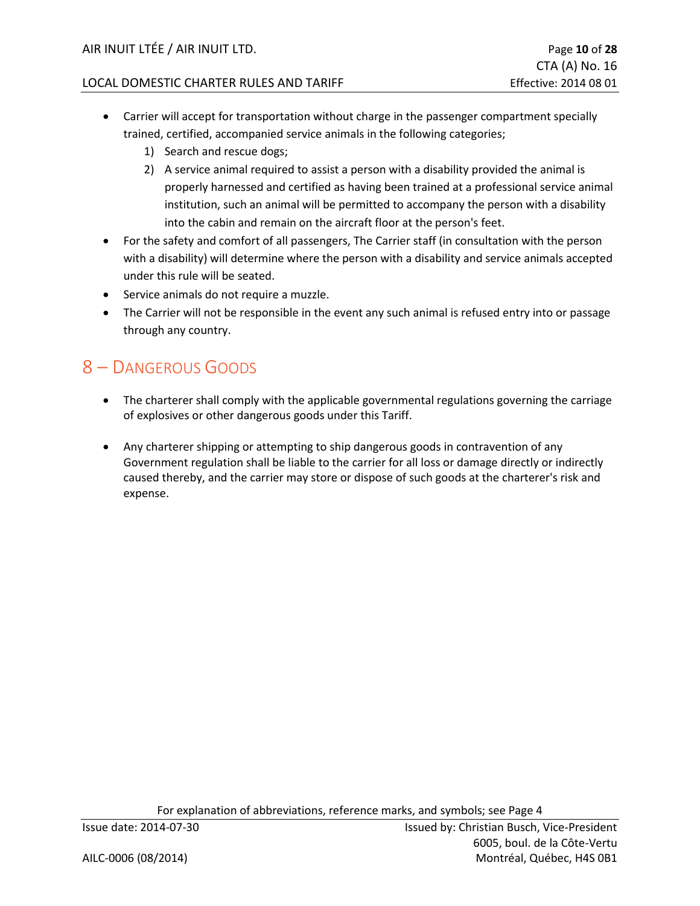- Carrier will accept for transportation without charge in the passenger compartment specially trained, certified, accompanied service animals in the following categories;
    1) Search and rescue dogs;
    2) A service animal required to assist a person with a disability provided the animal is properly harnessed and certified as having been trained at a professional service animal institution, such an animal will be permitted to accompany the person with a disability into the cabin and remain on the aircraft floor at the person's feet.
- For the safety and comfort of all passengers, The Carrier staff (in consultation with the person with a disability) will determine where the person with a disability and service animals accepted under this rule will be seated.
- Service animals do not require a muzzle.
- The Carrier will not be responsible in the event any such animal is refused entry into or passage through any country.

## 8 – Dangerous Goods

- The charterer shall comply with the applicable governmental regulations governing the carriage of explosives or other dangerous goods under this Tariff.

- Any charterer shipping or attempting to ship dangerous goods in contravention of any Government regulation shall be liable to the carrier for all loss or damage directly or indirectly caused thereby, and the carrier may store or dispose of such goods at the charterer's risk and expense.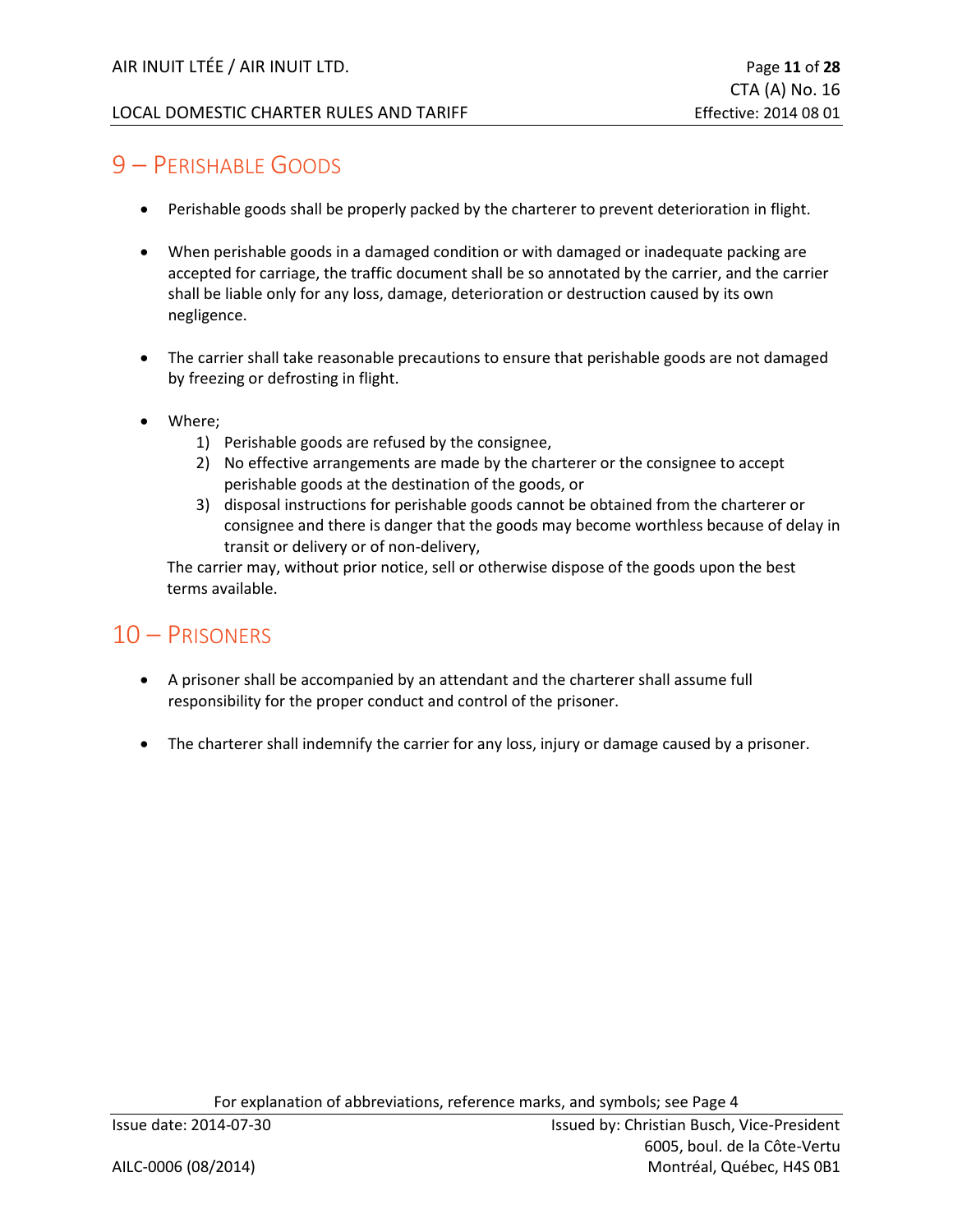## 9 – Perishable Goods

- Perishable goods shall be properly packed by the charterer to prevent deterioration in flight.

- When perishable goods in a damaged condition or with damaged or inadequate packing are accepted for carriage, the traffic document shall be so annotated by the carrier, and the carrier shall be liable only for any loss, damage, deterioration or destruction caused by its own negligence.

- The carrier shall take reasonable precautions to ensure that perishable goods are not damaged by freezing or defrosting in flight.

- Where;
  1) Perishable goods are refused by the consignee,
  2) No effective arrangements are made by the charterer or the consignee to accept perishable goods at the destination of the goods, or
  3) disposal instructions for perishable goods cannot be obtained from the charterer or consignee and there is danger that the goods may become worthless because of delay in transit or delivery or of non-delivery,

  The carrier may, without prior notice, sell or otherwise dispose of the goods upon the best terms available.

## 10 – Prisoners

- A prisoner shall be accompanied by an attendant and the charterer shall assume full responsibility for the proper conduct and control of the prisoner.

- The charterer shall indemnify the carrier for any loss, injury or damage caused by a prisoner.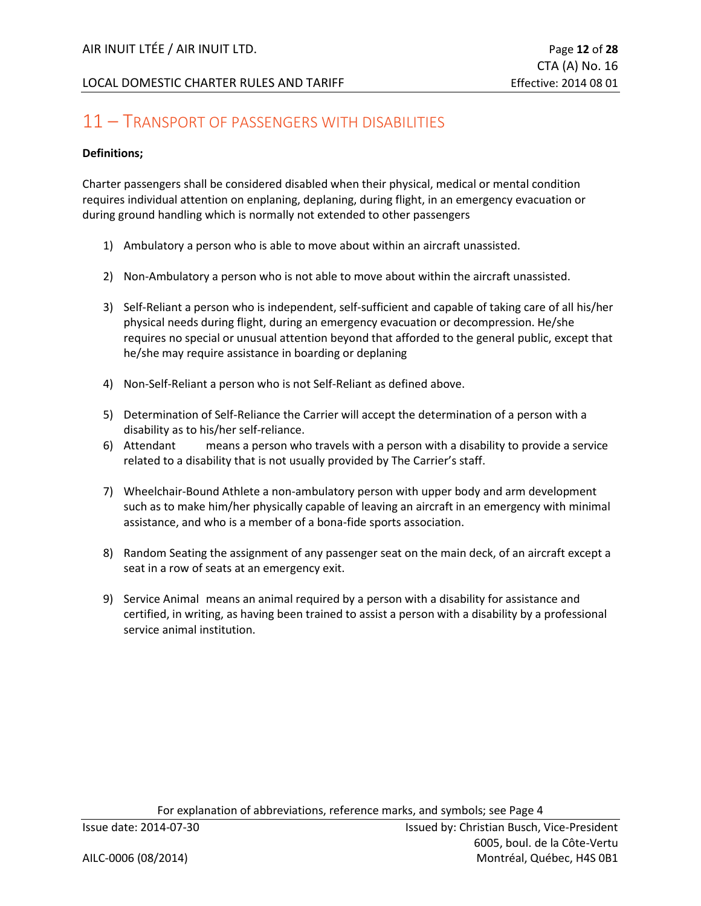## 11 – TRANSPORT OF PASSENGERS WITH DISABILITIES

**Definitions;**

Charter passengers shall be considered disabled when their physical, medical or mental condition requires individual attention on enplaning, deplaning, during flight, in an emergency evacuation or during ground handling which is normally not extended to other passengers

1) Ambulatory a person who is able to move about within an aircraft unassisted.

2) Non-Ambulatory a person who is not able to move about within the aircraft unassisted.

3) Self-Reliant a person who is independent, self-sufficient and capable of taking care of all his/her physical needs during flight, during an emergency evacuation or decompression. He/she requires no special or unusual attention beyond that afforded to the general public, except that he/she may require assistance in boarding or deplaning

4) Non-Self-Reliant a person who is not Self-Reliant as defined above.

5) Determination of Self-Reliance the Carrier will accept the determination of a person with a disability as to his/her self-reliance.

6) Attendant means a person who travels with a person with a disability to provide a service related to a disability that is not usually provided by The Carrier's staff.

7) Wheelchair-Bound Athlete a non-ambulatory person with upper body and arm development such as to make him/her physically capable of leaving an aircraft in an emergency with minimal assistance, and who is a member of a bona-fide sports association.

8) Random Seating the assignment of any passenger seat on the main deck, of an aircraft except a seat in a row of seats at an emergency exit.

9) Service Animal means an animal required by a person with a disability for assistance and certified, in writing, as having been trained to assist a person with a disability by a professional service animal institution.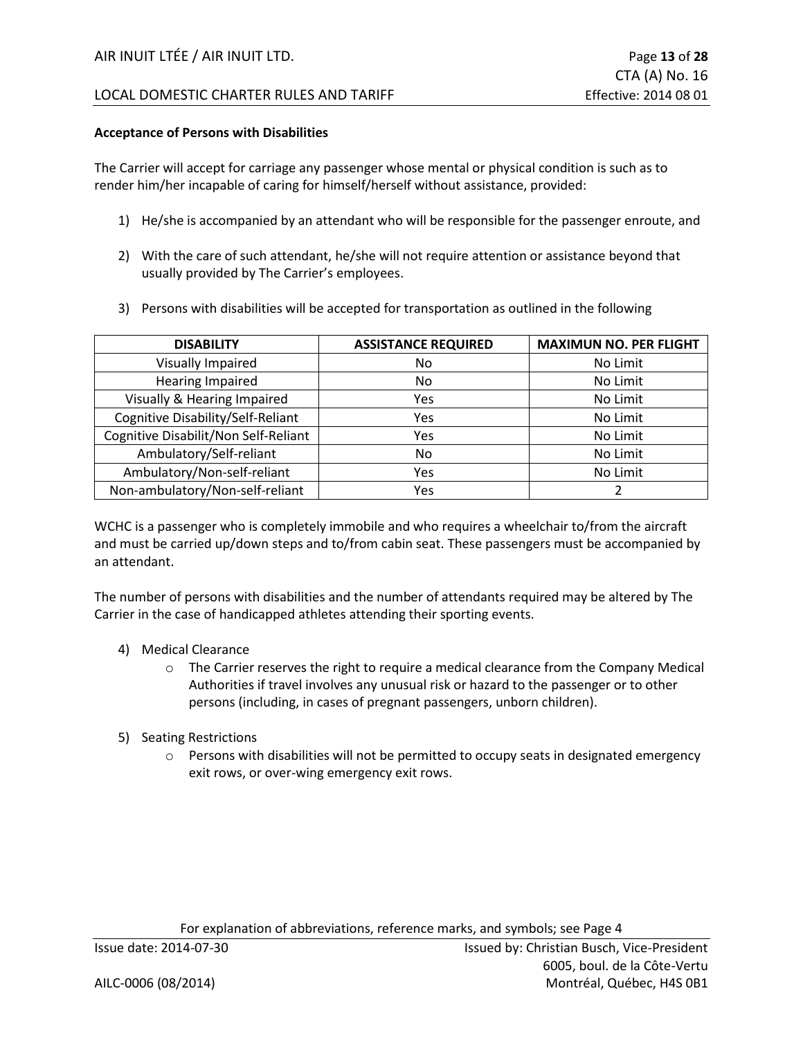**Acceptance of Persons with Disabilities**

The Carrier will accept for carriage any passenger whose mental or physical condition is such as to render him/her incapable of caring for himself/herself without assistance, provided:

1) He/she is accompanied by an attendant who will be responsible for the passenger enroute, and

2) With the care of such attendant, he/she will not require attention or assistance beyond that usually provided by The Carrier's employees.

3) Persons with disabilities will be accepted for transportation as outlined in the following

| DISABILITY | ASSISTANCE REQUIRED | MAXIMUN NO. PER FLIGHT |
|---|---|---|
| Visually Impaired | No | No Limit |
| Hearing Impaired | No | No Limit |
| Visually & Hearing Impaired | Yes | No Limit |
| Cognitive Disability/Self-Reliant | Yes | No Limit |
| Cognitive Disabilit/Non Self-Reliant | Yes | No Limit |
| Ambulatory/Self-reliant | No | No Limit |
| Ambulatory/Non-self-reliant | Yes | No Limit |
| Non-ambulatory/Non-self-reliant | Yes | 2 |

WCHC is a passenger who is completely immobile and who requires a wheelchair to/from the aircraft and must be carried up/down steps and to/from cabin seat. These passengers must be accompanied by an attendant.

The number of persons with disabilities and the number of attendants required may be altered by The Carrier in the case of handicapped athletes attending their sporting events.

4) Medical Clearance
   - The Carrier reserves the right to require a medical clearance from the Company Medical Authorities if travel involves any unusual risk or hazard to the passenger or to other persons (including, in cases of pregnant passengers, unborn children).

5) Seating Restrictions
   - Persons with disabilities will not be permitted to occupy seats in designated emergency exit rows, or over-wing emergency exit rows.

For explanation of abbreviations, reference marks, and symbols; see Page 4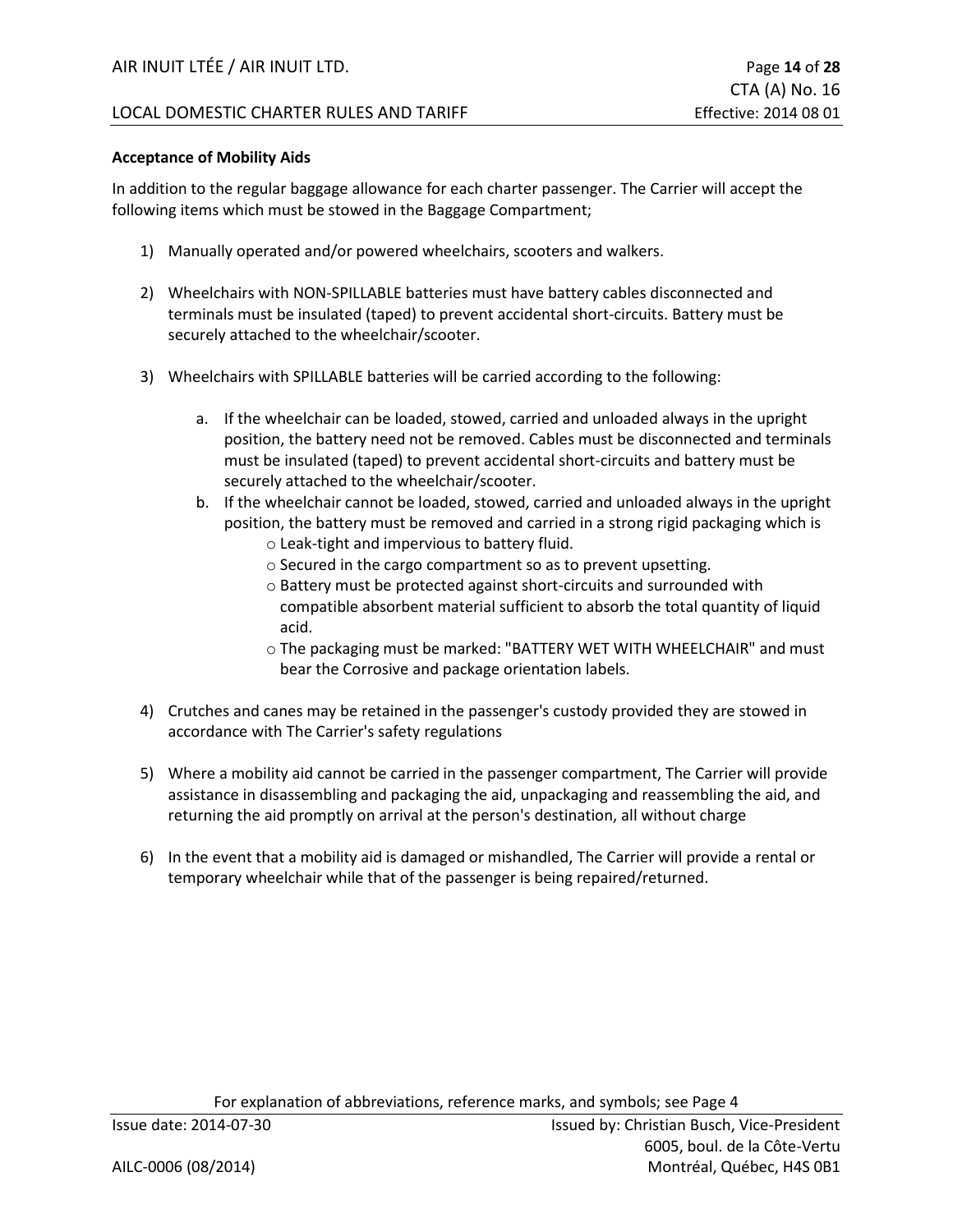**Acceptance of Mobility Aids**

In addition to the regular baggage allowance for each charter passenger. The Carrier will accept the following items which must be stowed in the Baggage Compartment;

1) Manually operated and/or powered wheelchairs, scooters and walkers.

2) Wheelchairs with NON-SPILLABLE batteries must have battery cables disconnected and terminals must be insulated (taped) to prevent accidental short-circuits. Battery must be securely attached to the wheelchair/scooter.

3) Wheelchairs with SPILLABLE batteries will be carried according to the following:

    a. If the wheelchair can be loaded, stowed, carried and unloaded always in the upright position, the battery need not be removed. Cables must be disconnected and terminals must be insulated (taped) to prevent accidental short-circuits and battery must be securely attached to the wheelchair/scooter.
    b. If the wheelchair cannot be loaded, stowed, carried and unloaded always in the upright position, the battery must be removed and carried in a strong rigid packaging which is
        - Leak-tight and impervious to battery fluid.
        - Secured in the cargo compartment so as to prevent upsetting.
        - Battery must be protected against short-circuits and surrounded with compatible absorbent material sufficient to absorb the total quantity of liquid acid.
        - The packaging must be marked: "BATTERY WET WITH WHEELCHAIR" and must bear the Corrosive and package orientation labels.

4) Crutches and canes may be retained in the passenger's custody provided they are stowed in accordance with The Carrier's safety regulations

5) Where a mobility aid cannot be carried in the passenger compartment, The Carrier will provide assistance in disassembling and packaging the aid, unpackaging and reassembling the aid, and returning the aid promptly on arrival at the person's destination, all without charge

6) In the event that a mobility aid is damaged or mishandled, The Carrier will provide a rental or temporary wheelchair while that of the passenger is being repaired/returned.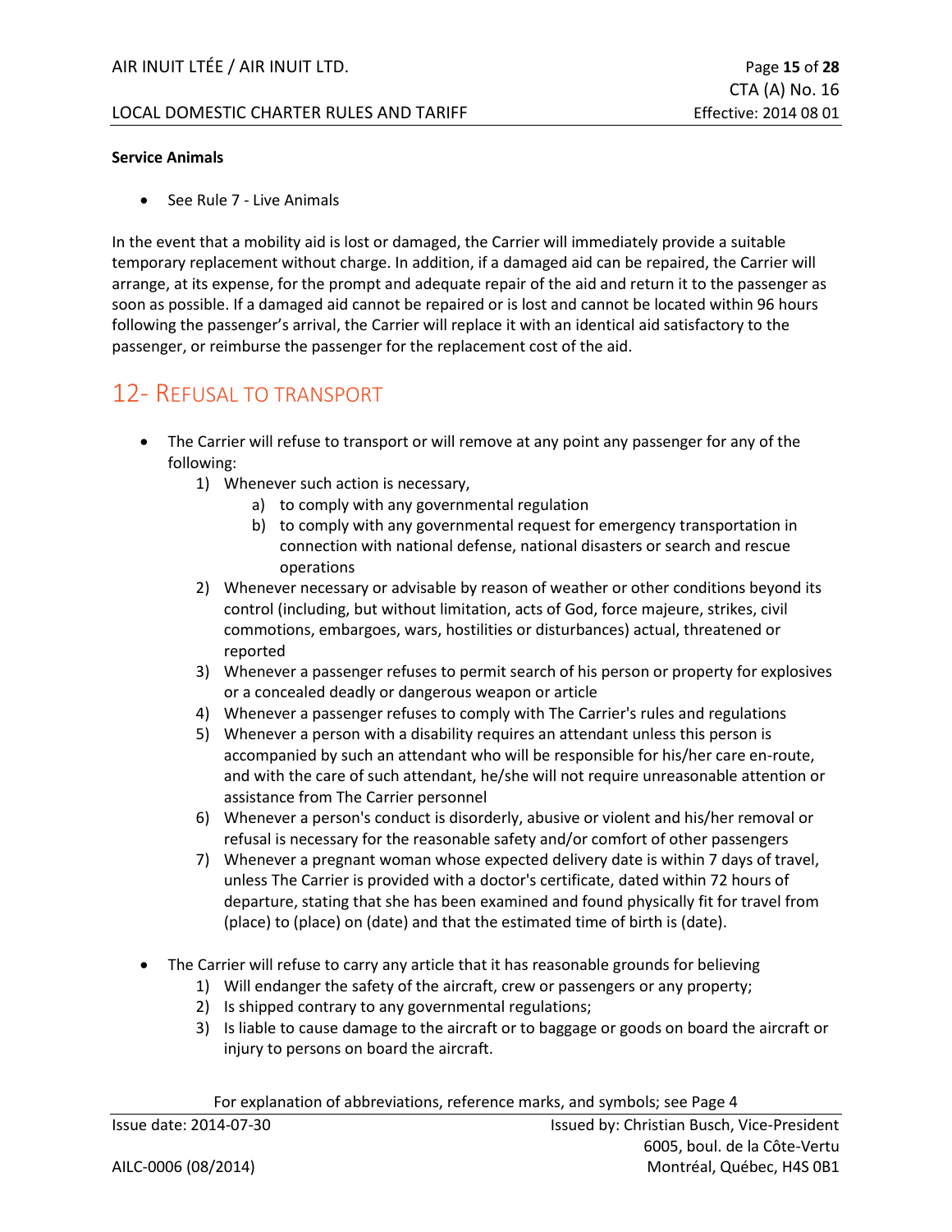**Service Animals**

- See Rule 7 - Live Animals

In the event that a mobility aid is lost or damaged, the Carrier will immediately provide a suitable temporary replacement without charge. In addition, if a damaged aid can be repaired, the Carrier will arrange, at its expense, for the prompt and adequate repair of the aid and return it to the passenger as soon as possible. If a damaged aid cannot be repaired or is lost and cannot be located within 96 hours following the passenger's arrival, the Carrier will replace it with an identical aid satisfactory to the passenger, or reimburse the passenger for the replacement cost of the aid.

## 12- Refusal to transport

- The Carrier will refuse to transport or will remove at any point any passenger for any of the following:
  1) Whenever such action is necessary,
     a) to comply with any governmental regulation
     b) to comply with any governmental request for emergency transportation in connection with national defense, national disasters or search and rescue operations
  2) Whenever necessary or advisable by reason of weather or other conditions beyond its control (including, but without limitation, acts of God, force majeure, strikes, civil commotions, embargoes, wars, hostilities or disturbances) actual, threatened or reported
  3) Whenever a passenger refuses to permit search of his person or property for explosives or a concealed deadly or dangerous weapon or article
  4) Whenever a passenger refuses to comply with The Carrier's rules and regulations
  5) Whenever a person with a disability requires an attendant unless this person is accompanied by such an attendant who will be responsible for his/her care en-route, and with the care of such attendant, he/she will not require unreasonable attention or assistance from The Carrier personnel
  6) Whenever a person's conduct is disorderly, abusive or violent and his/her removal or refusal is necessary for the reasonable safety and/or comfort of other passengers
  7) Whenever a pregnant woman whose expected delivery date is within 7 days of travel, unless The Carrier is provided with a doctor's certificate, dated within 72 hours of departure, stating that she has been examined and found physically fit for travel from (place) to (place) on (date) and that the estimated time of birth is (date).

- The Carrier will refuse to carry any article that it has reasonable grounds for believing
  1) Will endanger the safety of the aircraft, crew or passengers or any property;
  2) Is shipped contrary to any governmental regulations;
  3) Is liable to cause damage to the aircraft or to baggage or goods on board the aircraft or injury to persons on board the aircraft.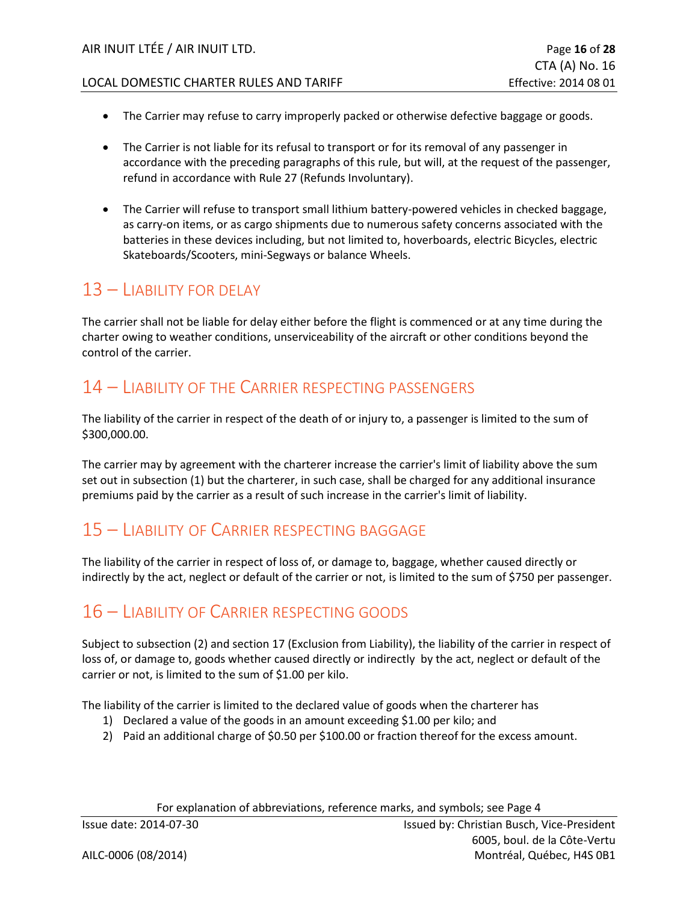- The Carrier may refuse to carry improperly packed or otherwise defective baggage or goods.

- The Carrier is not liable for its refusal to transport or for its removal of any passenger in accordance with the preceding paragraphs of this rule, but will, at the request of the passenger, refund in accordance with Rule 27 (Refunds Involuntary).

- The Carrier will refuse to transport small lithium battery-powered vehicles in checked baggage, as carry-on items, or as cargo shipments due to numerous safety concerns associated with the batteries in these devices including, but not limited to, hoverboards, electric Bicycles, electric Skateboards/Scooters, mini-Segways or balance Wheels.

## 13 – Liability for delay

The carrier shall not be liable for delay either before the flight is commenced or at any time during the charter owing to weather conditions, unserviceability of the aircraft or other conditions beyond the control of the carrier.

## 14 – Liability of the Carrier respecting passengers

The liability of the carrier in respect of the death of or injury to, a passenger is limited to the sum of $300,000.00.

The carrier may by agreement with the charterer increase the carrier's limit of liability above the sum set out in subsection (1) but the charterer, in such case, shall be charged for any additional insurance premiums paid by the carrier as a result of such increase in the carrier's limit of liability.

## 15 – Liability of Carrier respecting baggage

The liability of the carrier in respect of loss of, or damage to, baggage, whether caused directly or indirectly by the act, neglect or default of the carrier or not, is limited to the sum of $750 per passenger.

## 16 – Liability of Carrier respecting goods

Subject to subsection (2) and section 17 (Exclusion from Liability), the liability of the carrier in respect of loss of, or damage to, goods whether caused directly or indirectly by the act, neglect or default of the carrier or not, is limited to the sum of $1.00 per kilo.

The liability of the carrier is limited to the declared value of goods when the charterer has

1) Declared a value of the goods in an amount exceeding $1.00 per kilo; and
2) Paid an additional charge of $0.50 per $100.00 or fraction thereof for the excess amount.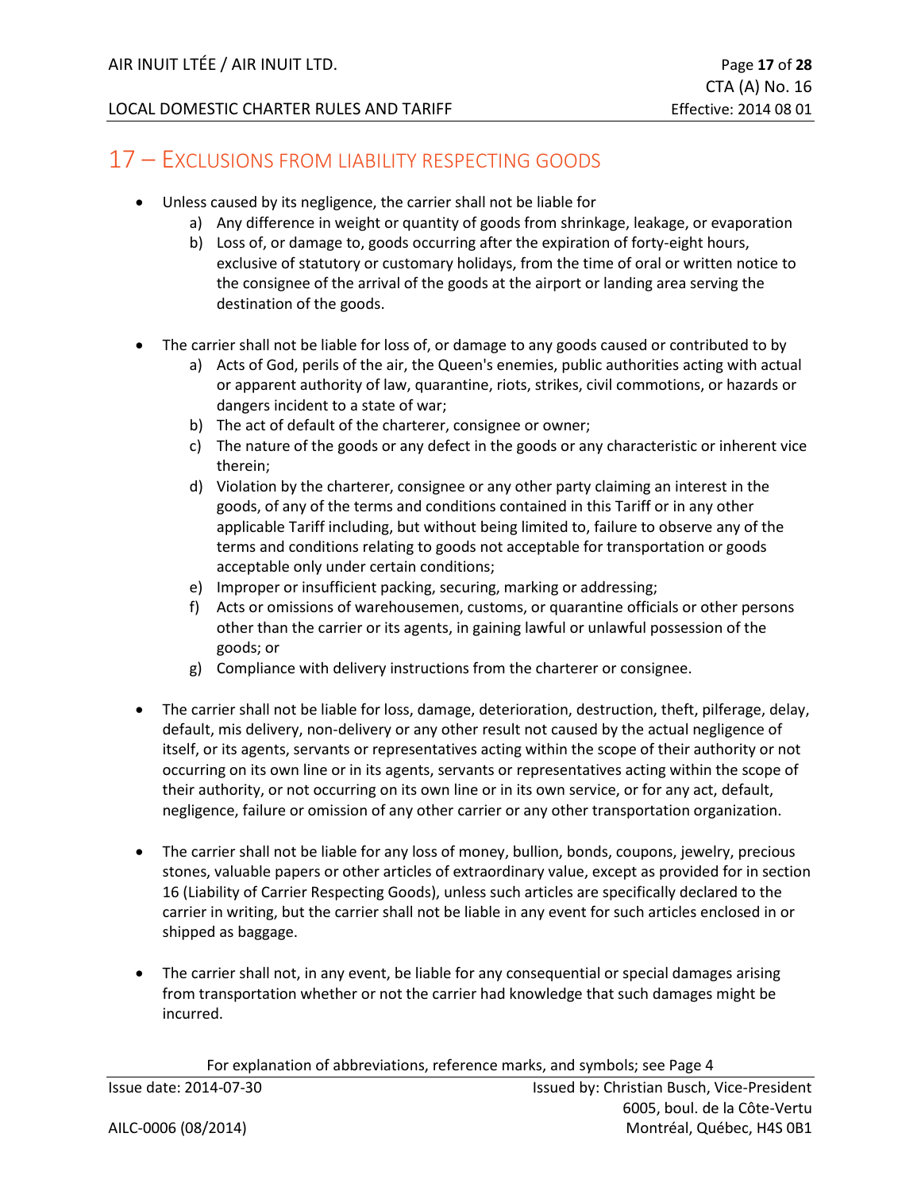## 17 – Exclusions from liability respecting goods

- Unless caused by its negligence, the carrier shall not be liable for
    a) Any difference in weight or quantity of goods from shrinkage, leakage, or evaporation
    b) Loss of, or damage to, goods occurring after the expiration of forty-eight hours, exclusive of statutory or customary holidays, from the time of oral or written notice to the consignee of the arrival of the goods at the airport or landing area serving the destination of the goods.

- The carrier shall not be liable for loss of, or damage to any goods caused or contributed to by
    a) Acts of God, perils of the air, the Queen's enemies, public authorities acting with actual or apparent authority of law, quarantine, riots, strikes, civil commotions, or hazards or dangers incident to a state of war;
    b) The act of default of the charterer, consignee or owner;
    c) The nature of the goods or any defect in the goods or any characteristic or inherent vice therein;
    d) Violation by the charterer, consignee or any other party claiming an interest in the goods, of any of the terms and conditions contained in this Tariff or in any other applicable Tariff including, but without being limited to, failure to observe any of the terms and conditions relating to goods not acceptable for transportation or goods acceptable only under certain conditions;
    e) Improper or insufficient packing, securing, marking or addressing;
    f) Acts or omissions of warehousemen, customs, or quarantine officials or other persons other than the carrier or its agents, in gaining lawful or unlawful possession of the goods; or
    g) Compliance with delivery instructions from the charterer or consignee.

- The carrier shall not be liable for loss, damage, deterioration, destruction, theft, pilferage, delay, default, mis delivery, non-delivery or any other result not caused by the actual negligence of itself, or its agents, servants or representatives acting within the scope of their authority or not occurring on its own line or in its agents, servants or representatives acting within the scope of their authority, or not occurring on its own line or in its own service, or for any act, default, negligence, failure or omission of any other carrier or any other transportation organization.

- The carrier shall not be liable for any loss of money, bullion, bonds, coupons, jewelry, precious stones, valuable papers or other articles of extraordinary value, except as provided for in section 16 (Liability of Carrier Respecting Goods), unless such articles are specifically declared to the carrier in writing, but the carrier shall not be liable in any event for such articles enclosed in or shipped as baggage.

- The carrier shall not, in any event, be liable for any consequential or special damages arising from transportation whether or not the carrier had knowledge that such damages might be incurred.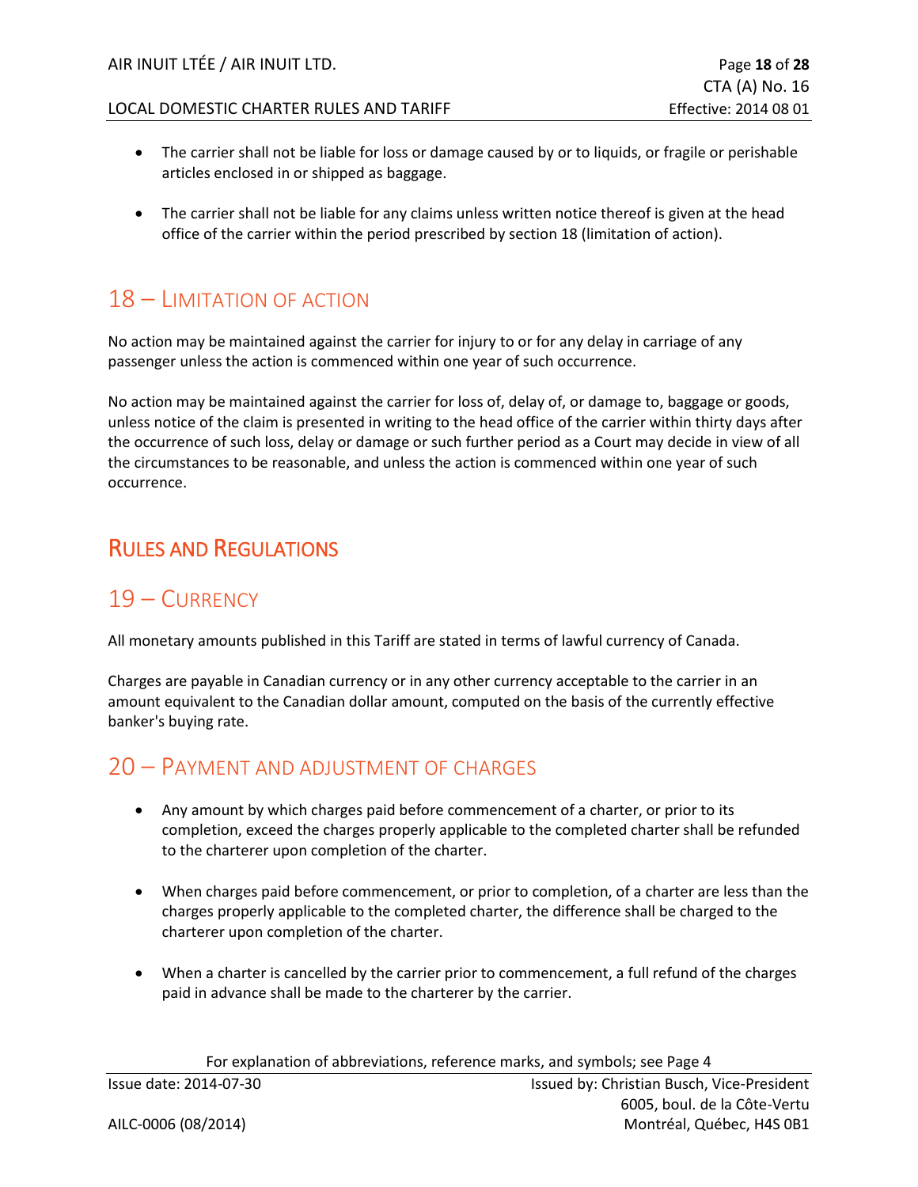- The carrier shall not be liable for loss or damage caused by or to liquids, or fragile or perishable articles enclosed in or shipped as baggage.

- The carrier shall not be liable for any claims unless written notice thereof is given at the head office of the carrier within the period prescribed by section 18 (limitation of action).

## 18 – Limitation of Action

No action may be maintained against the carrier for injury to or for any delay in carriage of any passenger unless the action is commenced within one year of such occurrence.

No action may be maintained against the carrier for loss of, delay of, or damage to, baggage or goods, unless notice of the claim is presented in writing to the head office of the carrier within thirty days after the occurrence of such loss, delay or damage or such further period as a Court may decide in view of all the circumstances to be reasonable, and unless the action is commenced within one year of such occurrence.

# Rules and Regulations

## 19 – Currency

All monetary amounts published in this Tariff are stated in terms of lawful currency of Canada.

Charges are payable in Canadian currency or in any other currency acceptable to the carrier in an amount equivalent to the Canadian dollar amount, computed on the basis of the currently effective banker's buying rate.

## 20 – Payment and Adjustment of Charges

- Any amount by which charges paid before commencement of a charter, or prior to its completion, exceed the charges properly applicable to the completed charter shall be refunded to the charterer upon completion of the charter.

- When charges paid before commencement, or prior to completion, of a charter are less than the charges properly applicable to the completed charter, the difference shall be charged to the charterer upon completion of the charter.

- When a charter is cancelled by the carrier prior to commencement, a full refund of the charges paid in advance shall be made to the charterer by the carrier.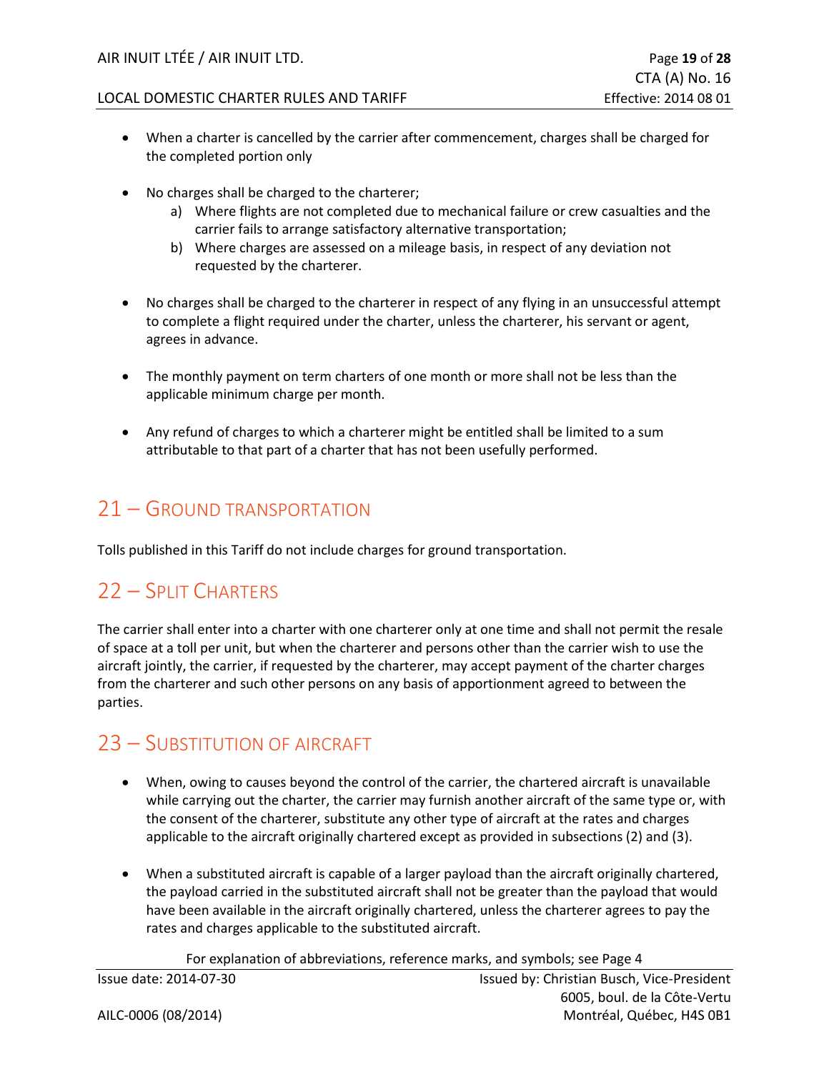- When a charter is cancelled by the carrier after commencement, charges shall be charged for the completed portion only

- No charges shall be charged to the charterer;
  a) Where flights are not completed due to mechanical failure or crew casualties and the carrier fails to arrange satisfactory alternative transportation;
  b) Where charges are assessed on a mileage basis, in respect of any deviation not requested by the charterer.

- No charges shall be charged to the charterer in respect of any flying in an unsuccessful attempt to complete a flight required under the charter, unless the charterer, his servant or agent, agrees in advance.

- The monthly payment on term charters of one month or more shall not be less than the applicable minimum charge per month.

- Any refund of charges to which a charterer might be entitled shall be limited to a sum attributable to that part of a charter that has not been usefully performed.

## 21 – Ground transportation

Tolls published in this Tariff do not include charges for ground transportation.

## 22 – Split Charters

The carrier shall enter into a charter with one charterer only at one time and shall not permit the resale of space at a toll per unit, but when the charterer and persons other than the carrier wish to use the aircraft jointly, the carrier, if requested by the charterer, may accept payment of the charter charges from the charterer and such other persons on any basis of apportionment agreed to between the parties.

## 23 – Substitution of aircraft

- When, owing to causes beyond the control of the carrier, the chartered aircraft is unavailable while carrying out the charter, the carrier may furnish another aircraft of the same type or, with the consent of the charterer, substitute any other type of aircraft at the rates and charges applicable to the aircraft originally chartered except as provided in subsections (2) and (3).

- When a substituted aircraft is capable of a larger payload than the aircraft originally chartered, the payload carried in the substituted aircraft shall not be greater than the payload that would have been available in the aircraft originally chartered, unless the charterer agrees to pay the rates and charges applicable to the substituted aircraft.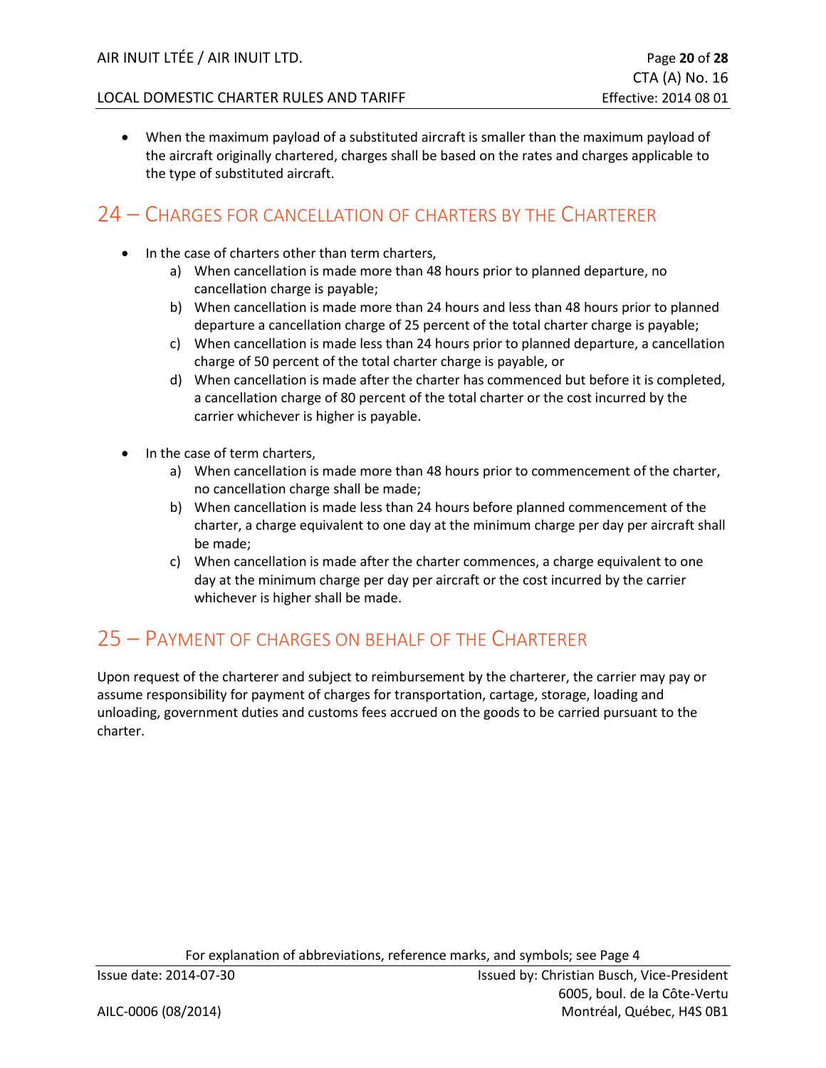- When the maximum payload of a substituted aircraft is smaller than the maximum payload of the aircraft originally chartered, charges shall be based on the rates and charges applicable to the type of substituted aircraft.

## 24 – Charges for cancellation of charters by the Charterer

- In the case of charters other than term charters,
  a) When cancellation is made more than 48 hours prior to planned departure, no cancellation charge is payable;
  b) When cancellation is made more than 24 hours and less than 48 hours prior to planned departure a cancellation charge of 25 percent of the total charter charge is payable;
  c) When cancellation is made less than 24 hours prior to planned departure, a cancellation charge of 50 percent of the total charter charge is payable, or
  d) When cancellation is made after the charter has commenced but before it is completed, a cancellation charge of 80 percent of the total charter or the cost incurred by the carrier whichever is higher is payable.

- In the case of term charters,
  a) When cancellation is made more than 48 hours prior to commencement of the charter, no cancellation charge shall be made;
  b) When cancellation is made less than 24 hours before planned commencement of the charter, a charge equivalent to one day at the minimum charge per day per aircraft shall be made;
  c) When cancellation is made after the charter commences, a charge equivalent to one day at the minimum charge per day per aircraft or the cost incurred by the carrier whichever is higher shall be made.

## 25 – Payment of charges on behalf of the Charterer

Upon request of the charterer and subject to reimbursement by the charterer, the carrier may pay or assume responsibility for payment of charges for transportation, cartage, storage, loading and unloading, government duties and customs fees accrued on the goods to be carried pursuant to the charter.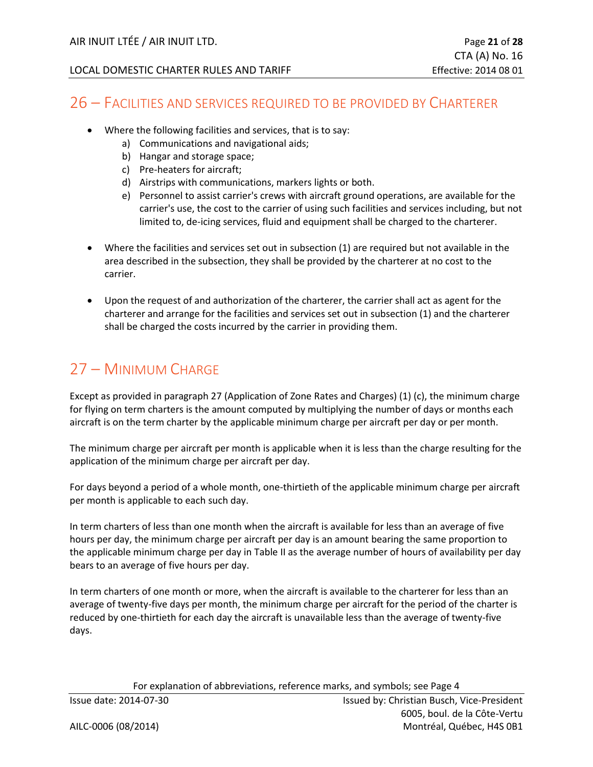## 26 – Facilities and services required to be provided by Charterer

- Where the following facilities and services, that is to say:
    a) Communications and navigational aids;
    b) Hangar and storage space;
    c) Pre-heaters for aircraft;
    d) Airstrips with communications, markers lights or both.
    e) Personnel to assist carrier's crews with aircraft ground operations, are available for the carrier's use, the cost to the carrier of using such facilities and services including, but not limited to, de-icing services, fluid and equipment shall be charged to the charterer.

- Where the facilities and services set out in subsection (1) are required but not available in the area described in the subsection, they shall be provided by the charterer at no cost to the carrier.

- Upon the request of and authorization of the charterer, the carrier shall act as agent for the charterer and arrange for the facilities and services set out in subsection (1) and the charterer shall be charged the costs incurred by the carrier in providing them.

## 27 – Minimum Charge

Except as provided in paragraph 27 (Application of Zone Rates and Charges) (1) (c), the minimum charge for flying on term charters is the amount computed by multiplying the number of days or months each aircraft is on the term charter by the applicable minimum charge per aircraft per day or per month.

The minimum charge per aircraft per month is applicable when it is less than the charge resulting for the application of the minimum charge per aircraft per day.

For days beyond a period of a whole month, one-thirtieth of the applicable minimum charge per aircraft per month is applicable to each such day.

In term charters of less than one month when the aircraft is available for less than an average of five hours per day, the minimum charge per aircraft per day is an amount bearing the same proportion to the applicable minimum charge per day in Table II as the average number of hours of availability per day bears to an average of five hours per day.

In term charters of one month or more, when the aircraft is available to the charterer for less than an average of twenty-five days per month, the minimum charge per aircraft for the period of the charter is reduced by one-thirtieth for each day the aircraft is unavailable less than the average of twenty-five days.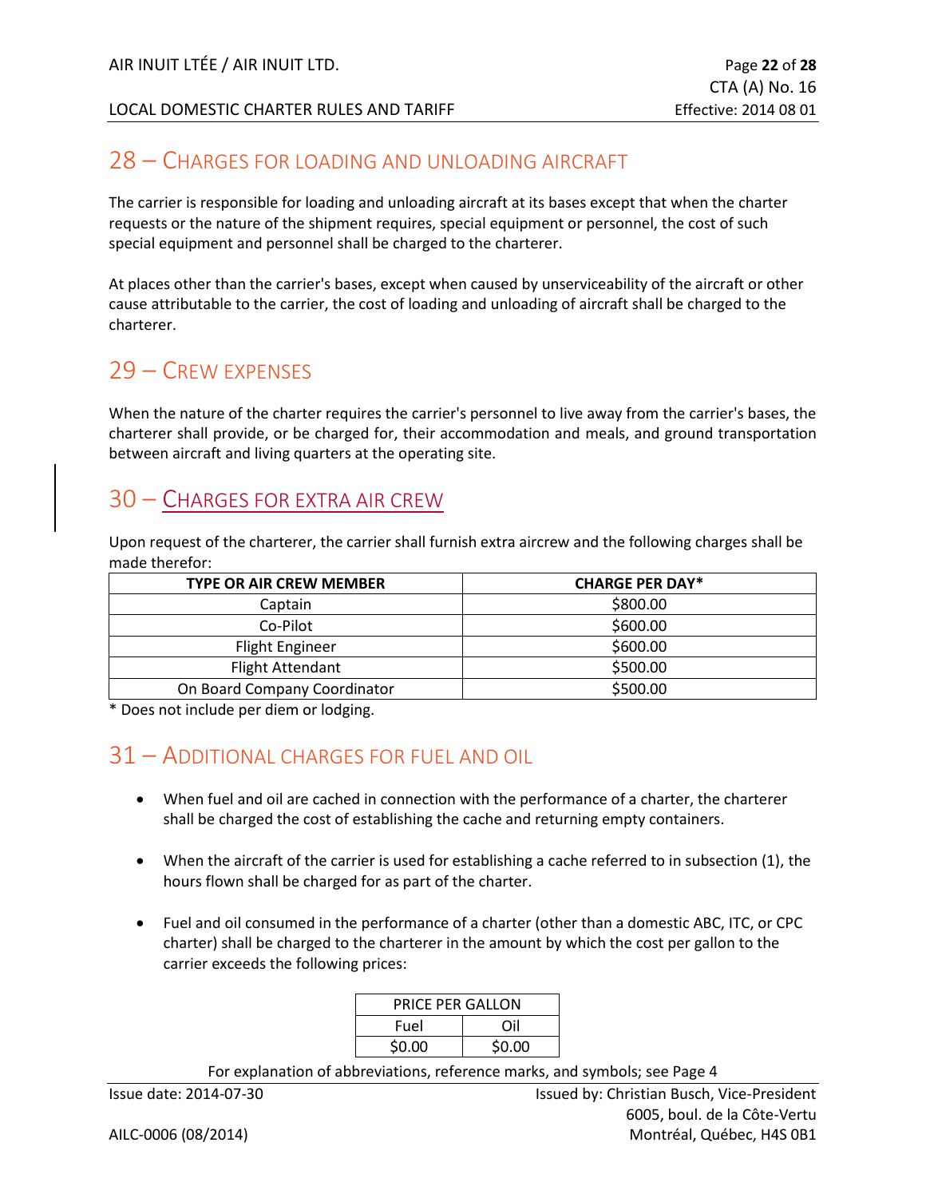## 28 – Charges for Loading and Unloading Aircraft

The carrier is responsible for loading and unloading aircraft at its bases except that when the charter requests or the nature of the shipment requires, special equipment or personnel, the cost of such special equipment and personnel shall be charged to the charterer.

At places other than the carrier's bases, except when caused by unserviceability of the aircraft or other cause attributable to the carrier, the cost of loading and unloading of aircraft shall be charged to the charterer.

## 29 – Crew Expenses

When the nature of the charter requires the carrier's personnel to live away from the carrier's bases, the charterer shall provide, or be charged for, their accommodation and meals, and ground transportation between aircraft and living quarters at the operating site.

## 30 – Charges for Extra Air Crew

Upon request of the charterer, the carrier shall furnish extra aircrew and the following charges shall be made therefor:

| TYPE OR AIR CREW MEMBER | CHARGE PER DAY* |
|---|---|
| Captain | $800.00 |
| Co-Pilot | $600.00 |
| Flight Engineer | $600.00 |
| Flight Attendant | $500.00 |
| On Board Company Coordinator | $500.00 |

* Does not include per diem or lodging.

## 31 – Additional Charges for Fuel and Oil

- When fuel and oil are cached in connection with the performance of a charter, the charterer shall be charged the cost of establishing the cache and returning empty containers.
- When the aircraft of the carrier is used for establishing a cache referred to in subsection (1), the hours flown shall be charged for as part of the charter.
- Fuel and oil consumed in the performance of a charter (other than a domestic ABC, ITC, or CPC charter) shall be charged to the charterer in the amount by which the cost per gallon to the carrier exceeds the following prices:

| PRICE PER GALLON | |
|---|---|
| Fuel | Oil |
| $0.00 | $0.00 |

For explanation of abbreviations, reference marks, and symbols; see Page 4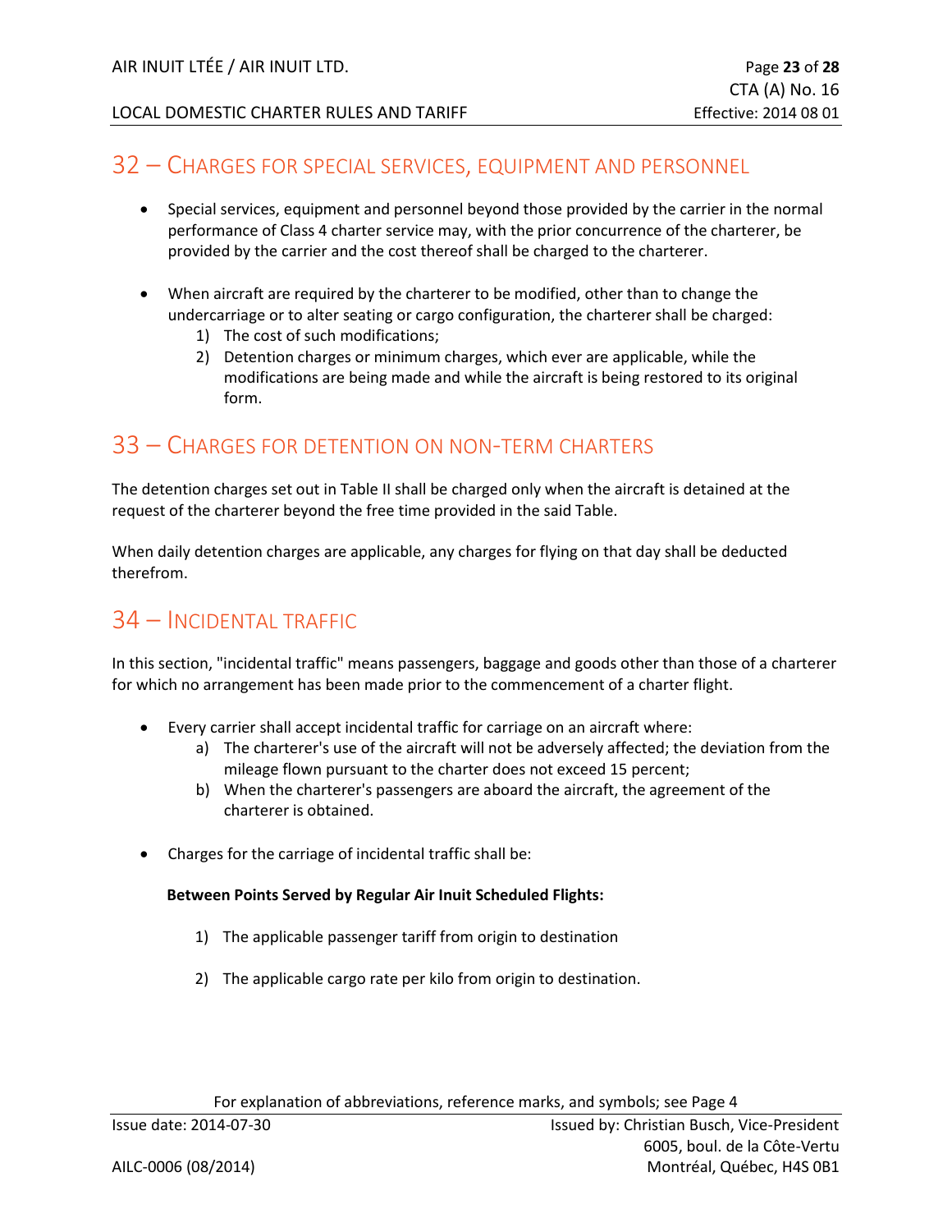## 32 – Charges for Special Services, Equipment and Personnel

- Special services, equipment and personnel beyond those provided by the carrier in the normal performance of Class 4 charter service may, with the prior concurrence of the charterer, be provided by the carrier and the cost thereof shall be charged to the charterer.

- When aircraft are required by the charterer to be modified, other than to change the undercarriage or to alter seating or cargo configuration, the charterer shall be charged:
    1) The cost of such modifications;
    2) Detention charges or minimum charges, which ever are applicable, while the modifications are being made and while the aircraft is being restored to its original form.

## 33 – Charges for Detention on Non-Term Charters

The detention charges set out in Table II shall be charged only when the aircraft is detained at the request of the charterer beyond the free time provided in the said Table.

When daily detention charges are applicable, any charges for flying on that day shall be deducted therefrom.

## 34 – Incidental Traffic

In this section, "incidental traffic" means passengers, baggage and goods other than those of a charterer for which no arrangement has been made prior to the commencement of a charter flight.

- Every carrier shall accept incidental traffic for carriage on an aircraft where:
    a) The charterer's use of the aircraft will not be adversely affected; the deviation from the mileage flown pursuant to the charter does not exceed 15 percent;
    b) When the charterer's passengers are aboard the aircraft, the agreement of the charterer is obtained.

- Charges for the carriage of incidental traffic shall be:

    **Between Points Served by Regular Air Inuit Scheduled Flights:**

    1) The applicable passenger tariff from origin to destination

    2) The applicable cargo rate per kilo from origin to destination.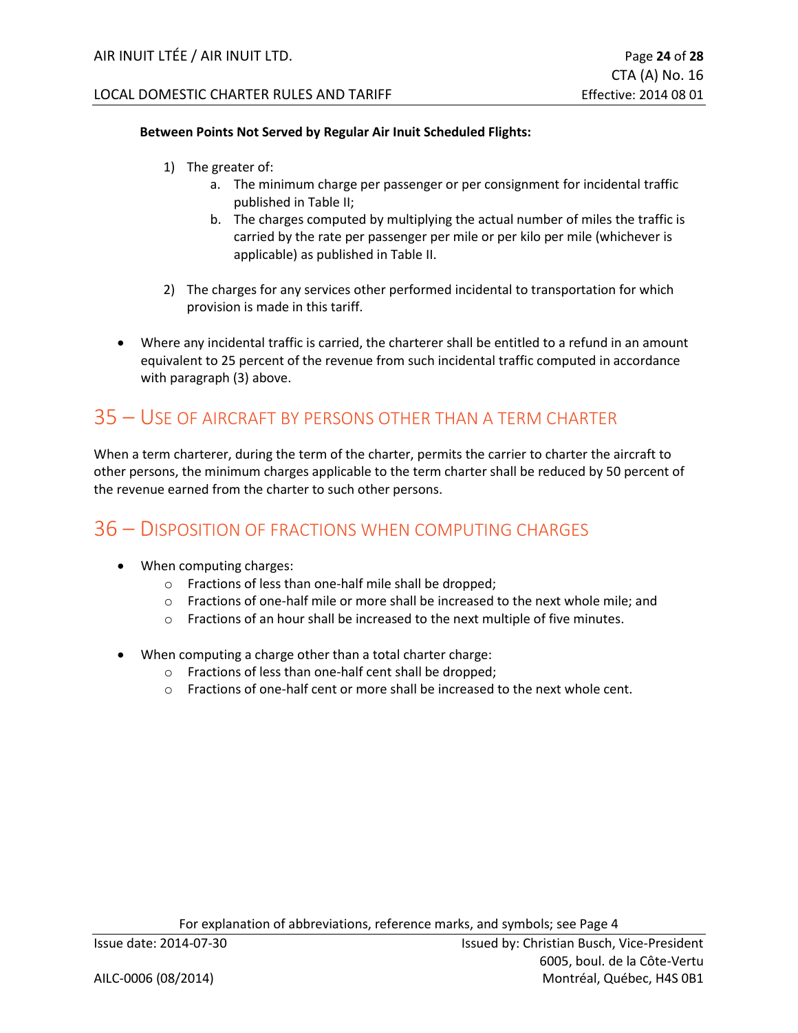**Between Points Not Served by Regular Air Inuit Scheduled Flights:**

1) The greater of:
    a. The minimum charge per passenger or per consignment for incidental traffic published in Table II;
    b. The charges computed by multiplying the actual number of miles the traffic is carried by the rate per passenger per mile or per kilo per mile (whichever is applicable) as published in Table II.

2) The charges for any services other performed incidental to transportation for which provision is made in this tariff.

- Where any incidental traffic is carried, the charterer shall be entitled to a refund in an amount equivalent to 25 percent of the revenue from such incidental traffic computed in accordance with paragraph (3) above.

## 35 – Use of Aircraft by Persons Other Than a Term Charter

When a term charterer, during the term of the charter, permits the carrier to charter the aircraft to other persons, the minimum charges applicable to the term charter shall be reduced by 50 percent of the revenue earned from the charter to such other persons.

## 36 – Disposition of Fractions When Computing Charges

- When computing charges:
    - Fractions of less than one-half mile shall be dropped;
    - Fractions of one-half mile or more shall be increased to the next whole mile; and
    - Fractions of an hour shall be increased to the next multiple of five minutes.

- When computing a charge other than a total charter charge:
    - Fractions of less than one-half cent shall be dropped;
    - Fractions of one-half cent or more shall be increased to the next whole cent.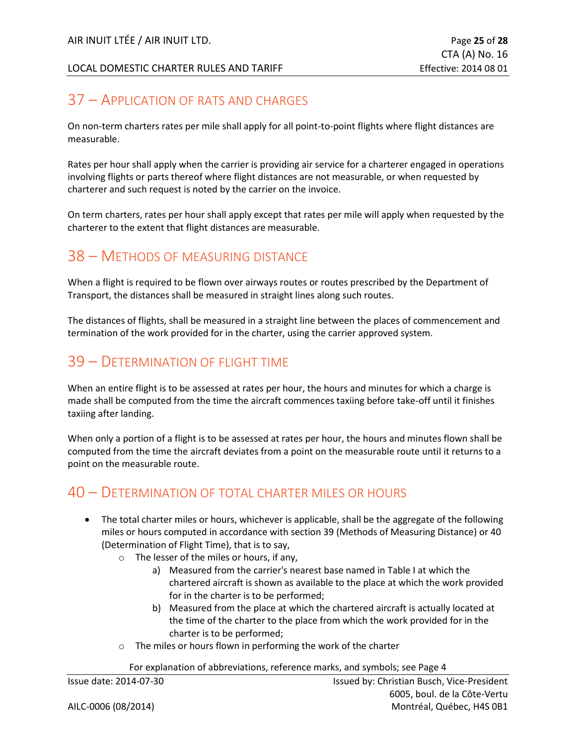## 37 – Application of Rats and Charges

On non-term charters rates per mile shall apply for all point-to-point flights where flight distances are measurable.

Rates per hour shall apply when the carrier is providing air service for a charterer engaged in operations involving flights or parts thereof where flight distances are not measurable, or when requested by charterer and such request is noted by the carrier on the invoice.

On term charters, rates per hour shall apply except that rates per mile will apply when requested by the charterer to the extent that flight distances are measurable.

## 38 – Methods of Measuring Distance

When a flight is required to be flown over airways routes or routes prescribed by the Department of Transport, the distances shall be measured in straight lines along such routes.

The distances of flights, shall be measured in a straight line between the places of commencement and termination of the work provided for in the charter, using the carrier approved system.

## 39 – Determination of Flight Time

When an entire flight is to be assessed at rates per hour, the hours and minutes for which a charge is made shall be computed from the time the aircraft commences taxiing before take-off until it finishes taxiing after landing.

When only a portion of a flight is to be assessed at rates per hour, the hours and minutes flown shall be computed from the time the aircraft deviates from a point on the measurable route until it returns to a point on the measurable route.

## 40 – Determination of Total Charter Miles or Hours

- The total charter miles or hours, whichever is applicable, shall be the aggregate of the following miles or hours computed in accordance with section 39 (Methods of Measuring Distance) or 40 (Determination of Flight Time), that is to say,
  - The lesser of the miles or hours, if any,
    a) Measured from the carrier's nearest base named in Table I at which the chartered aircraft is shown as available to the place at which the work provided for in the charter is to be performed;
    b) Measured from the place at which the chartered aircraft is actually located at the time of the charter to the place from which the work provided for in the charter is to be performed;
  - The miles or hours flown in performing the work of the charter

For explanation of abbreviations, reference marks, and symbols; see Page 4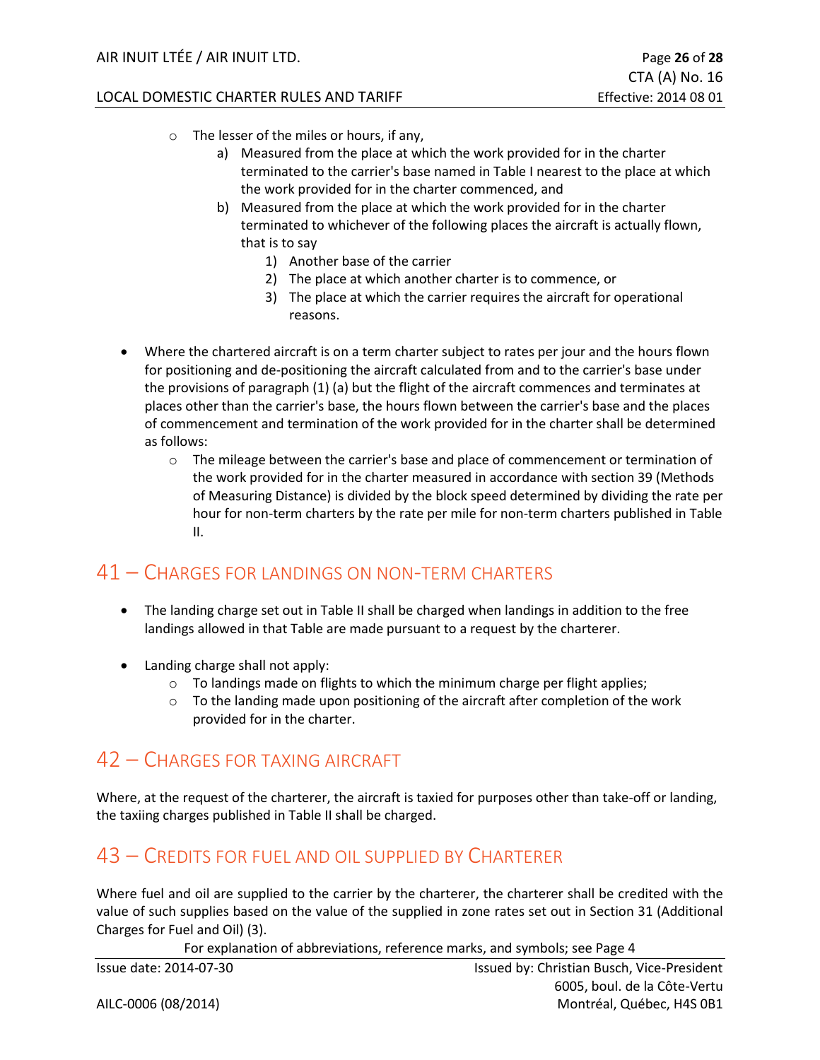- The lesser of the miles or hours, if any,
    a) Measured from the place at which the work provided for in the charter terminated to the carrier's base named in Table I nearest to the place at which the work provided for in the charter commenced, and
    b) Measured from the place at which the work provided for in the charter terminated to whichever of the following places the aircraft is actually flown, that is to say
        1) Another base of the carrier
        2) The place at which another charter is to commence, or
        3) The place at which the carrier requires the aircraft for operational reasons.

- Where the chartered aircraft is on a term charter subject to rates per jour and the hours flown for positioning and de-positioning the aircraft calculated from and to the carrier's base under the provisions of paragraph (1) (a) but the flight of the aircraft commences and terminates at places other than the carrier's base, the hours flown between the carrier's base and the places of commencement and termination of the work provided for in the charter shall be determined as follows:
    - The mileage between the carrier's base and place of commencement or termination of the work provided for in the charter measured in accordance with section 39 (Methods of Measuring Distance) is divided by the block speed determined by dividing the rate per hour for non-term charters by the rate per mile for non-term charters published in Table II.

## 41 – Charges for Landings on Non-Term Charters

- The landing charge set out in Table II shall be charged when landings in addition to the free landings allowed in that Table are made pursuant to a request by the charterer.

- Landing charge shall not apply:
    - To landings made on flights to which the minimum charge per flight applies;
    - To the landing made upon positioning of the aircraft after completion of the work provided for in the charter.

## 42 – Charges for Taxing Aircraft

Where, at the request of the charterer, the aircraft is taxied for purposes other than take-off or landing, the taxiing charges published in Table II shall be charged.

## 43 – Credits for Fuel and Oil Supplied by Charterer

Where fuel and oil are supplied to the carrier by the charterer, the charterer shall be credited with the value of such supplies based on the value of the supplied in zone rates set out in Section 31 (Additional Charges for Fuel and Oil) (3).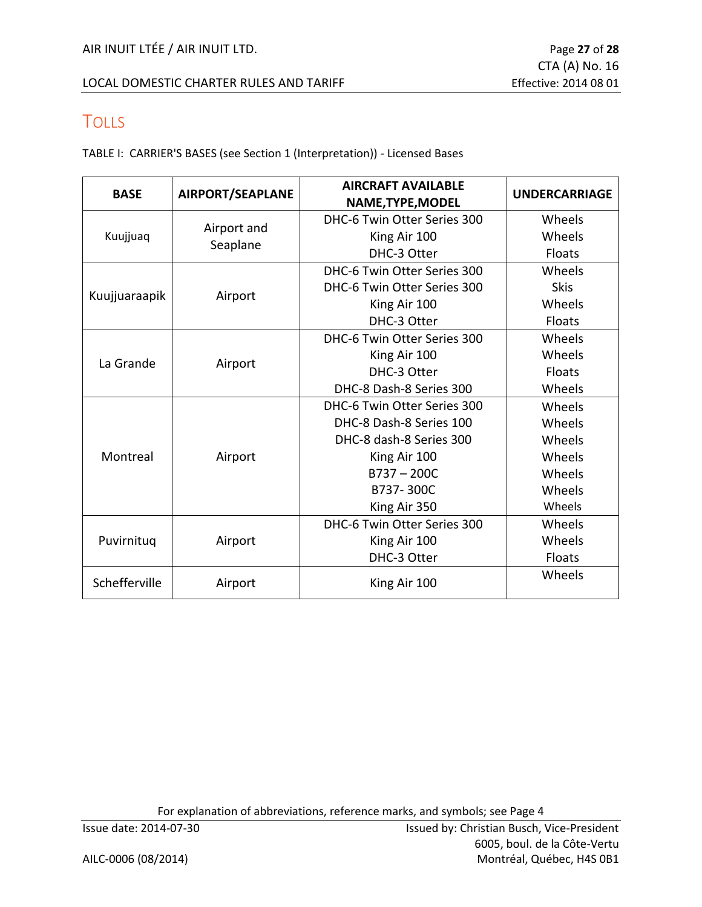## TOLLS

TABLE I: CARRIER'S BASES (see Section 1 (Interpretation)) - Licensed Bases

| BASE | AIRPORT/SEAPLANE | AIRCRAFT AVAILABLE NAME,TYPE,MODEL | UNDERCARRIAGE |
|---|---|---|---|
| Kuujjuaq | Airport and Seaplane | DHC-6 Twin Otter Series 300<br>King Air 100<br>DHC-3 Otter | Wheels<br>Wheels<br>Floats |
| Kuujjuaraapik | Airport | DHC-6 Twin Otter Series 300<br>DHC-6 Twin Otter Series 300<br>King Air 100<br>DHC-3 Otter | Wheels<br>Skis<br>Wheels<br>Floats |
| La Grande | Airport | DHC-6 Twin Otter Series 300<br>King Air 100<br>DHC-3 Otter<br>DHC-8 Dash-8 Series 300 | Wheels<br>Wheels<br>Floats<br>Wheels |
| Montreal | Airport | DHC-6 Twin Otter Series 300<br>DHC-8 Dash-8 Series 100<br>DHC-8 dash-8 Series 300<br>King Air 100<br>B737 – 200C<br>B737- 300C<br>King Air 350 | Wheels<br>Wheels<br>Wheels<br>Wheels<br>Wheels<br>Wheels<br>Wheels |
| Puvirnituq | Airport | DHC-6 Twin Otter Series 300<br>King Air 100<br>DHC-3 Otter | Wheels<br>Wheels<br>Floats |
| Schefferville | Airport | King Air 100 | Wheels |

For explanation of abbreviations, reference marks, and symbols; see Page 4

Issue date: 2014-07-30

Issued by: Christian Busch, Vice-President
6005, boul. de la Côte-Vertu
Montréal, Québec, H4S 0B1

AILC-0006 (08/2014)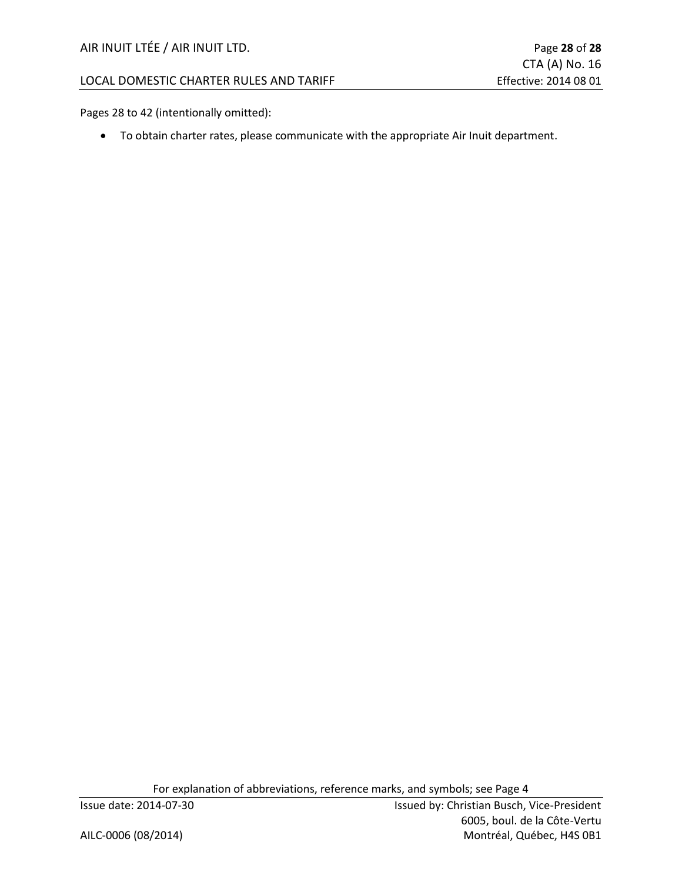Pages 28 to 42 (intentionally omitted):

- To obtain charter rates, please communicate with the appropriate Air Inuit department.